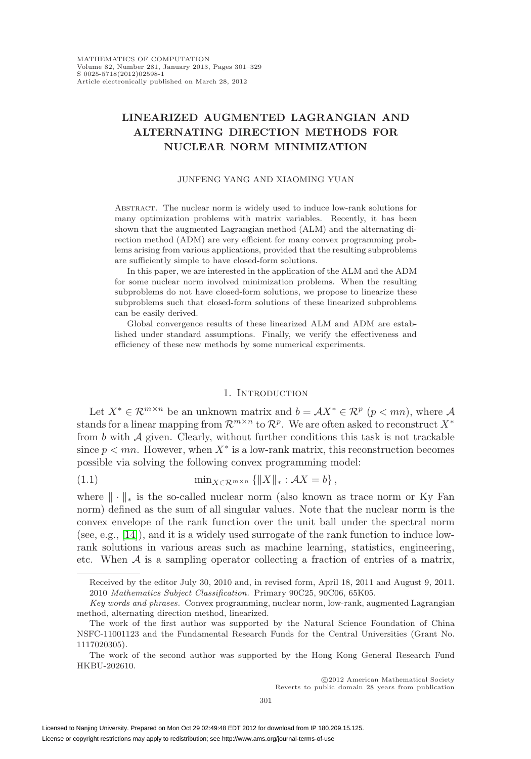# LINEARIZED AUGMENTED LAGRANGIAN AND ALTERNATING DIRECTION METHODS FOR NUCLEAR NORM MINIMIZATION

JUNFENG YANG AND XIAOMING YUAN

Abstract. The nuclear norm is widely used to induce low-rank solutions for many optimization problems with matrix variables. Recently, it has been shown that the augmented Lagrangian method (ALM) and the alternating direction method (ADM) are very efficient for many convex programming problems arising from various applications, provided that the resulting subproblems are sufficiently simple to have closed-form solutions.

In this paper, we are interested in the application of the ALM and the ADM for some nuclear norm involved minimization problems. When the resulting subproblems do not have closed-form solutions, we propose to linearize these subproblems such that closed-form solutions of these linearized subproblems can be easily derived.

Global convergence results of these linearized ALM and ADM are established under standard assumptions. Finally, we verify the effectiveness and efficiency of these new methods by some numerical experiments.

## 1. Introduction

Let $X^* \in \mathcal{R}^{m\times n}$ be an unknown matrix and $b = \mathcal{A}X^* \in \mathcal{R}^p$ $(p < mn)$, where $\mathcal{A}$ stands for a linear mapping from $\mathcal{R}^{m\times n}$ to $\mathcal{R}^p$. We are often asked to reconstruct $X^*$ from $b$ with $\mathcal{A}$ given. Clearly, without further conditions this task is not trackable since $p < mn$. However, when $X^*$ is a low-rank matrix, this reconstruction becomes possible via solving the following convex programming model:

$$\min_{X\in\mathcal{R}^{m\times n}} \{\|X\|_* : \mathcal{A}X = b\}, \tag{1.1}$$

where $\|\cdot\|_*$ is the so-called nuclear norm (also known as trace norm or Ky Fan norm) defined as the sum of all singular values. Note that the nuclear norm is the convex envelope of the rank function over the unit ball under the spectral norm (see, e.g., [14]), and it is a widely used surrogate of the rank function to induce low-rank solutions in various areas such as machine learning, statistics, engineering, etc. When $\mathcal{A}$ is a sampling operator collecting a fraction of entries of a matrix,

Received by the editor July 30, 2010 and, in revised form, April 18, 2011 and August 9, 2011.
2010 *Mathematics Subject Classification.* Primary 90C25, 90C06, 65K05.

*Key words and phrases.* Convex programming, nuclear norm, low-rank, augmented Lagrangian method, alternating direction method, linearized.

The work of the first author was supported by the Natural Science Foundation of China NSFC-11001123 and the Fundamental Research Funds for the Central Universities (Grant No. 1117020305).

The work of the second author was supported by the Hong Kong General Research Fund HKBU-202610.

©2012 American Mathematical Society
Reverts to public domain 28 years from publication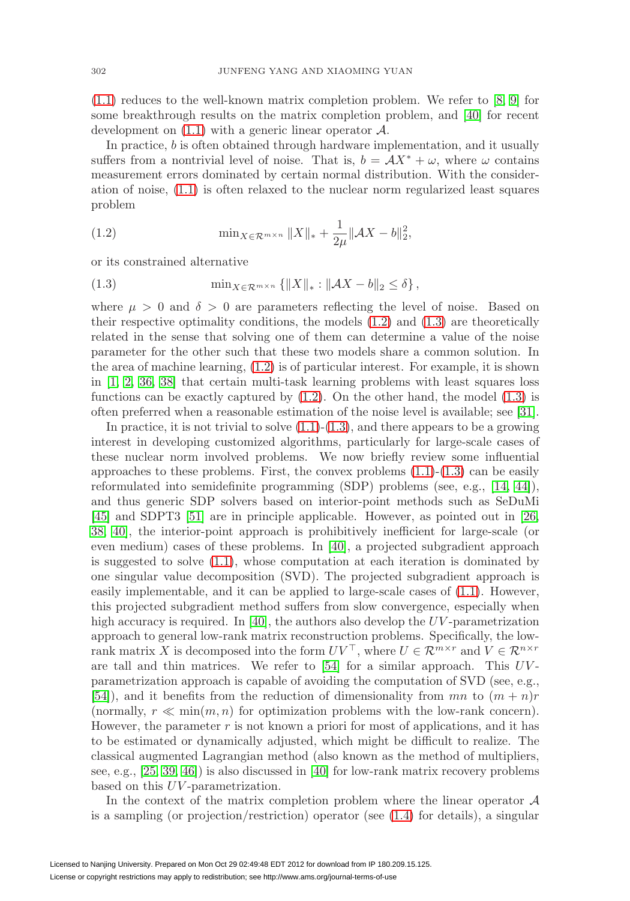(1.1) reduces to the well-known matrix completion problem. We refer to [8, 9] for some breakthrough results on the matrix completion problem, and [40] for recent development on (1.1) with a generic linear operator $\mathcal{A}$.

In practice, $b$ is often obtained through hardware implementation, and it usually suffers from a nontrivial level of noise. That is, $b = \mathcal{A}X^* + \omega$, where $\omega$ contains measurement errors dominated by certain normal distribution. With the consideration of noise, (1.1) is often relaxed to the nuclear norm regularized least squares problem

$$\min_{X \in \mathcal{R}^{m \times n}} \|X\|_* + \frac{1}{2\mu}\|\mathcal{A}X - b\|_2^2, \tag{1.2}$$

or its constrained alternative

$$\min_{X \in \mathcal{R}^{m \times n}} \left\{ \|X\|_* : \|\mathcal{A}X - b\|_2 \leq \delta \right\}, \tag{1.3}$$

where $\mu > 0$ and $\delta > 0$ are parameters reflecting the level of noise. Based on their respective optimality conditions, the models (1.2) and (1.3) are theoretically related in the sense that solving one of them can determine a value of the noise parameter for the other such that these two models share a common solution. In the area of machine learning, (1.2) is of particular interest. For example, it is shown in [1, 2, 36, 38] that certain multi-task learning problems with least squares loss functions can be exactly captured by (1.2). On the other hand, the model (1.3) is often preferred when a reasonable estimation of the noise level is available; see [31].

In practice, it is not trivial to solve (1.1)-(1.3), and there appears to be a growing interest in developing customized algorithms, particularly for large-scale cases of these nuclear norm involved problems. We now briefly review some influential approaches to these problems. First, the convex problems (1.1)-(1.3) can be easily reformulated into semidefinite programming (SDP) problems (see, e.g., [14, 44]), and thus generic SDP solvers based on interior-point methods such as SeDuMi [45] and SDPT3 [51] are in principle applicable. However, as pointed out in [26, 38, 40], the interior-point approach is prohibitively inefficient for large-scale (or even medium) cases of these problems. In [40], a projected subgradient approach is suggested to solve (1.1), whose computation at each iteration is dominated by one singular value decomposition (SVD). The projected subgradient approach is easily implementable, and it can be applied to large-scale cases of (1.1). However, this projected subgradient method suffers from slow convergence, especially when high accuracy is required. In [40], the authors also develop the $UV$-parametrization approach to general low-rank matrix reconstruction problems. Specifically, the low-rank matrix $X$ is decomposed into the form $UV^\top$, where $U \in \mathcal{R}^{m \times r}$ and $V \in \mathcal{R}^{n \times r}$ are tall and thin matrices. We refer to [54] for a similar approach. This $UV$-parametrization approach is capable of avoiding the computation of SVD (see, e.g., [54]), and it benefits from the reduction of dimensionality from $mn$ to $(m+n)r$ (normally, $r \ll \min(m, n)$ for optimization problems with the low-rank concern). However, the parameter $r$ is not known a priori for most of applications, and it has to be estimated or dynamically adjusted, which might be difficult to realize. The classical augmented Lagrangian method (also known as the method of multipliers, see, e.g., [25, 39, 46]) is also discussed in [40] for low-rank matrix recovery problems based on this $UV$-parametrization.

In the context of the matrix completion problem where the linear operator $\mathcal{A}$ is a sampling (or projection/restriction) operator (see (1.4) for details), a singular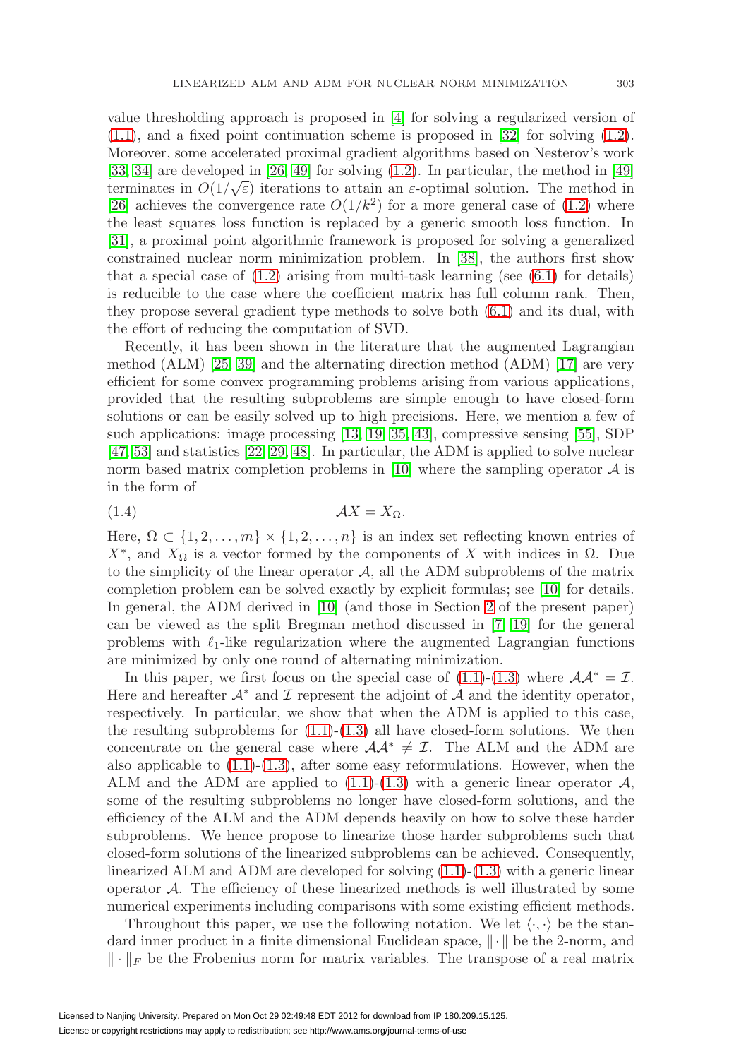value thresholding approach is proposed in [4] for solving a regularized version of (1.1), and a fixed point continuation scheme is proposed in [32] for solving (1.2). Moreover, some accelerated proximal gradient algorithms based on Nesterov's work [33, 34] are developed in [26, 49] for solving (1.2). In particular, the method in [49] terminates in $O(1/\sqrt{\varepsilon})$ iterations to attain an $\varepsilon$-optimal solution. The method in [26] achieves the convergence rate $O(1/k^2)$ for a more general case of (1.2) where the least squares loss function is replaced by a generic smooth loss function. In [31], a proximal point algorithmic framework is proposed for solving a generalized constrained nuclear norm minimization problem. In [38], the authors first show that a special case of (1.2) arising from multi-task learning (see (6.1) for details) is reducible to the case where the coefficient matrix has full column rank. Then, they propose several gradient type methods to solve both (6.1) and its dual, with the effort of reducing the computation of SVD.

Recently, it has been shown in the literature that the augmented Lagrangian method (ALM) [25, 39] and the alternating direction method (ADM) [17] are very efficient for some convex programming problems arising from various applications, provided that the resulting subproblems are simple enough to have closed-form solutions or can be easily solved up to high precisions. Here, we mention a few of such applications: image processing [13, 19, 35, 43], compressive sensing [55], SDP [47, 53] and statistics [22, 29, 48]. In particular, the ADM is applied to solve nuclear norm based matrix completion problems in [10] where the sampling operator $\mathcal{A}$ is in the form of

$$\mathcal{A}X = X_{\Omega}. \tag{1.4}$$

Here, $\Omega \subset \{1, 2, \ldots, m\} \times \{1, 2, \ldots, n\}$ is an index set reflecting known entries of $X^*$, and $X_{\Omega}$ is a vector formed by the components of $X$ with indices in $\Omega$. Due to the simplicity of the linear operator $\mathcal{A}$, all the ADM subproblems of the matrix completion problem can be solved exactly by explicit formulas; see [10] for details. In general, the ADM derived in [10] (and those in Section 2 of the present paper) can be viewed as the split Bregman method discussed in [7, 19] for the general problems with $\ell_1$-like regularization where the augmented Lagrangian functions are minimized by only one round of alternating minimization.

In this paper, we first focus on the special case of (1.1)-(1.3) where $\mathcal{A}\mathcal{A}^* = \mathcal{I}$. Here and hereafter $\mathcal{A}^*$ and $\mathcal{I}$ represent the adjoint of $\mathcal{A}$ and the identity operator, respectively. In particular, we show that when the ADM is applied to this case, the resulting subproblems for (1.1)-(1.3) all have closed-form solutions. We then concentrate on the general case where $\mathcal{A}\mathcal{A}^* \neq \mathcal{I}$. The ALM and the ADM are also applicable to (1.1)-(1.3), after some easy reformulations. However, when the ALM and the ADM are applied to (1.1)-(1.3) with a generic linear operator $\mathcal{A}$, some of the resulting subproblems no longer have closed-form solutions, and the efficiency of the ALM and the ADM depends heavily on how to solve these harder subproblems. We hence propose to linearize those harder subproblems such that closed-form solutions of the linearized subproblems can be achieved. Consequently, linearized ALM and ADM are developed for solving (1.1)-(1.3) with a generic linear operator $\mathcal{A}$. The efficiency of these linearized methods is well illustrated by some numerical experiments including comparisons with some existing efficient methods.

Throughout this paper, we use the following notation. We let $\langle \cdot, \cdot \rangle$ be the standard inner product in a finite dimensional Euclidean space, $\|\cdot\|$ be the 2-norm, and $\|\cdot\|_F$ be the Frobenius norm for matrix variables. The transpose of a real matrix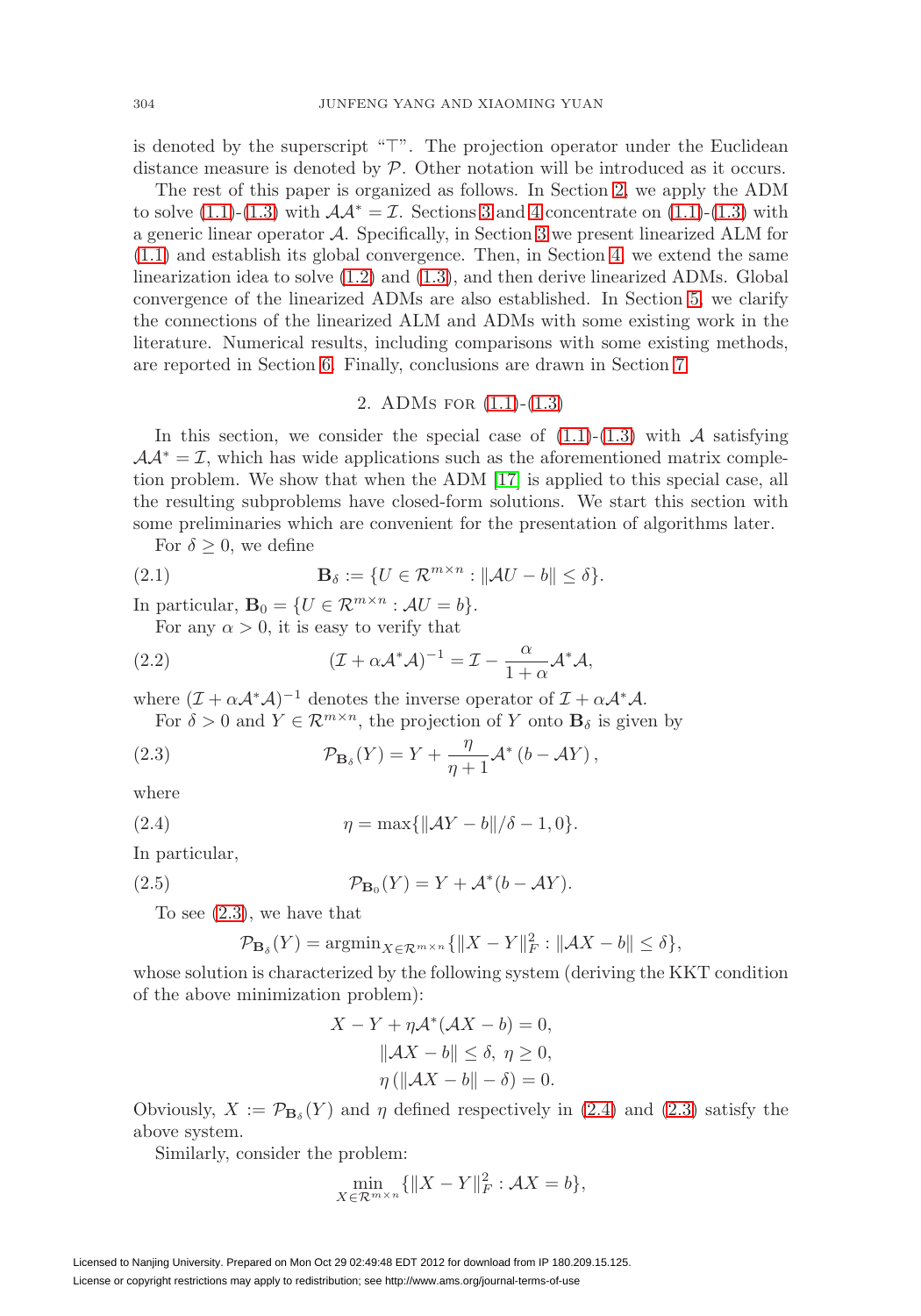is denoted by the superscript "$\top$". The projection operator under the Euclidean distance measure is denoted by $\mathcal{P}$. Other notation will be introduced as it occurs.

The rest of this paper is organized as follows. In Section 2, we apply the ADM to solve (1.1)-(1.3) with $\mathcal{A}\mathcal{A}^* = \mathcal{I}$. Sections 3 and 4 concentrate on (1.1)-(1.3) with a generic linear operator $\mathcal{A}$. Specifically, in Section 3 we present linearized ALM for (1.1) and establish its global convergence. Then, in Section 4, we extend the same linearization idea to solve (1.2) and (1.3), and then derive linearized ADMs. Global convergence of the linearized ADMs are also established. In Section 5, we clarify the connections of the linearized ALM and ADMs with some existing work in the literature. Numerical results, including comparisons with some existing methods, are reported in Section 6. Finally, conclusions are drawn in Section 7.

## 2. ADMs for (1.1)-(1.3)

In this section, we consider the special case of (1.1)-(1.3) with $\mathcal{A}$ satisfying $\mathcal{A}\mathcal{A}^* = \mathcal{I}$, which has wide applications such as the aforementioned matrix completion problem. We show that when the ADM [17] is applied to this special case, all the resulting subproblems have closed-form solutions. We start this section with some preliminaries which are convenient for the presentation of algorithms later.

For $\delta \geq 0$, we define

$$\mathbf{B}_\delta := \{U \in \mathcal{R}^{m \times n} : \|\mathcal{A}U - b\| \leq \delta\}. \tag{2.1}$$

In particular, $\mathbf{B}_0 = \{U \in \mathcal{R}^{m \times n} : \mathcal{A}U = b\}$.

For any $\alpha > 0$, it is easy to verify that

$$(\mathcal{I} + \alpha \mathcal{A}^*\mathcal{A})^{-1} = \mathcal{I} - \frac{\alpha}{1+\alpha}\mathcal{A}^*\mathcal{A}, \tag{2.2}$$

where $(\mathcal{I} + \alpha \mathcal{A}^*\mathcal{A})^{-1}$ denotes the inverse operator of $\mathcal{I} + \alpha \mathcal{A}^*\mathcal{A}$.

For $\delta > 0$ and $Y \in \mathcal{R}^{m \times n}$, the projection of $Y$ onto $\mathbf{B}_\delta$ is given by

$$\mathcal{P}_{\mathbf{B}_\delta}(Y) = Y + \frac{\eta}{\eta + 1}\mathcal{A}^*\left(b - \mathcal{A}Y\right), \tag{2.3}$$

where

$$\eta = \max\{\|\mathcal{A}Y - b\|/\delta - 1, 0\}. \tag{2.4}$$

In particular,

$$\mathcal{P}_{\mathbf{B}_0}(Y) = Y + \mathcal{A}^*(b - \mathcal{A}Y). \tag{2.5}$$

To see (2.3), we have that

$$\mathcal{P}_{\mathbf{B}_\delta}(Y) = \operatorname{argmin}_{X \in \mathcal{R}^{m \times n}}\{\|X - Y\|_F^2 : \|\mathcal{A}X - b\| \leq \delta\},$$

whose solution is characterized by the following system (deriving the KKT condition of the above minimization problem):

$$\begin{aligned} X - Y + \eta\mathcal{A}^*(\mathcal{A}X - b) = 0,\\ \|\mathcal{A}X - b\| \leq \delta, \ \eta \geq 0,\\ \eta\left(\|\mathcal{A}X - b\| - \delta\right) = 0. \end{aligned}$$

Obviously, $X := \mathcal{P}_{\mathbf{B}_\delta}(Y)$ and $\eta$ defined respectively in (2.4) and (2.3) satisfy the above system.

Similarly, consider the problem:

$$\min_{X \in \mathcal{R}^{m \times n}}\{\|X - Y\|_F^2 : \mathcal{A}X = b\},$$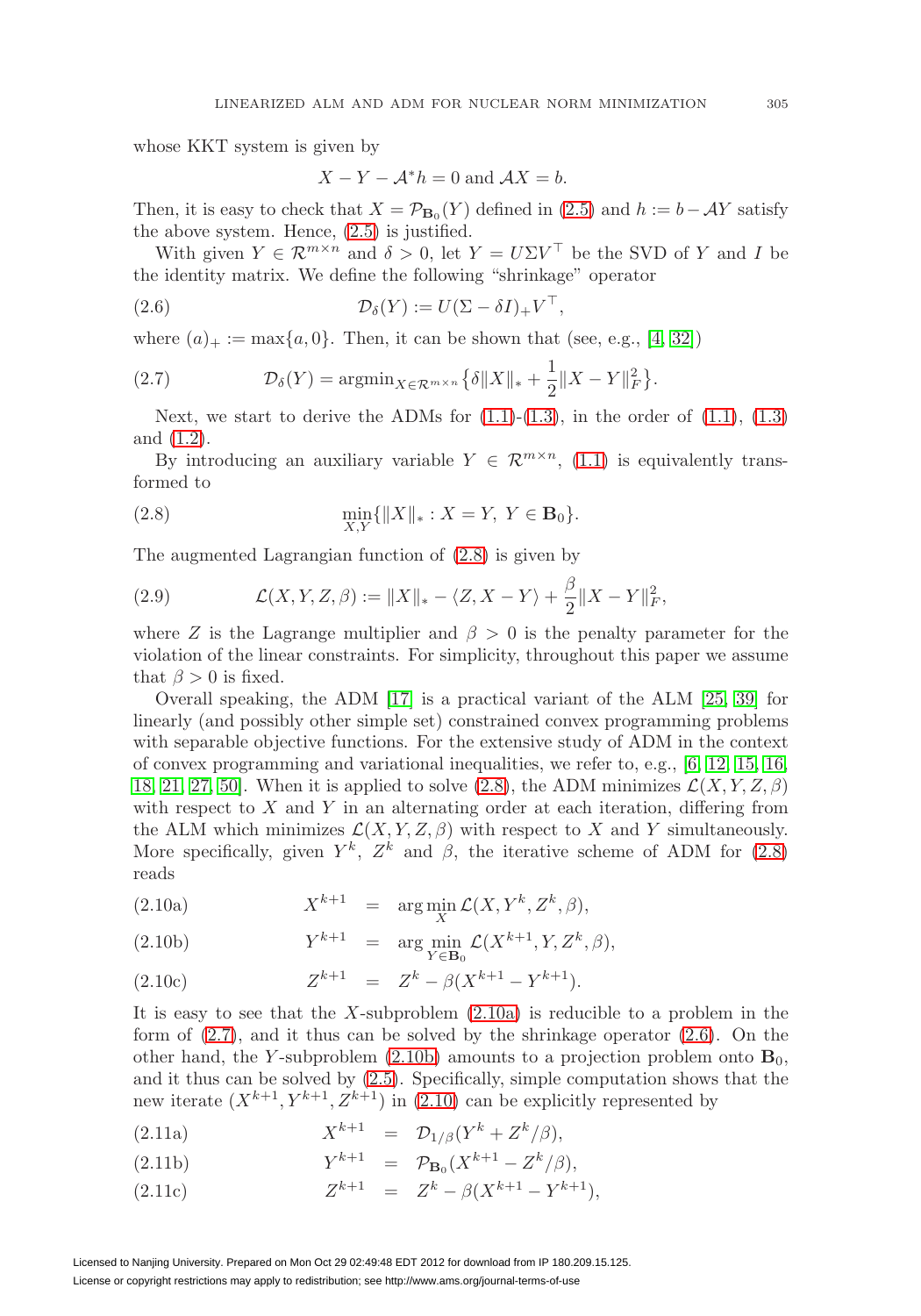whose KKT system is given by

$$X - Y - \mathcal{A}^* h = 0 \text{ and } \mathcal{A}X = b.$$

Then, it is easy to check that $X = \mathcal{P}_{\mathbf{B}_0}(Y)$ defined in (2.5) and $h := b - \mathcal{A}Y$ satisfy the above system. Hence, (2.5) is justified.

With given $Y \in \mathcal{R}^{m\times n}$ and $\delta > 0$, let $Y = U\Sigma V^\top$ be the SVD of $Y$ and $I$ be the identity matrix. We define the following "shrinkage" operator

$$\mathcal{D}_\delta(Y) := U(\Sigma - \delta I)_+ V^\top, \tag{2.6}$$

where $(a)_+ := \max\{a, 0\}$. Then, it can be shown that (see, e.g., [4, 32])

$$\mathcal{D}_\delta(Y) = \operatorname{argmin}_{X\in\mathcal{R}^{m\times n}}\big\{\delta\|X\|_* + \frac{1}{2}\|X - Y\|_F^2\big\}. \tag{2.7}$$

Next, we start to derive the ADMs for (1.1)-(1.3), in the order of (1.1), (1.3) and (1.2).

By introducing an auxiliary variable $Y \in \mathcal{R}^{m\times n}$, (1.1) is equivalently transformed to

$$\min_{X,Y}\{\|X\|_* : X = Y,\ Y \in \mathbf{B}_0\}. \tag{2.8}$$

The augmented Lagrangian function of (2.8) is given by

$$\mathcal{L}(X, Y, Z, \beta) := \|X\|_* - \langle Z, X - Y\rangle + \frac{\beta}{2}\|X - Y\|_F^2, \tag{2.9}$$

where $Z$ is the Lagrange multiplier and $\beta > 0$ is the penalty parameter for the violation of the linear constraints. For simplicity, throughout this paper we assume that $\beta > 0$ is fixed.

Overall speaking, the ADM [17] is a practical variant of the ALM [25, 39] for linearly (and possibly other simple set) constrained convex programming problems with separable objective functions. For the extensive study of ADM in the context of convex programming and variational inequalities, we refer to, e.g., [6, 12, 15, 16, 18, 21, 27, 50]. When it is applied to solve (2.8), the ADM minimizes $\mathcal{L}(X, Y, Z, \beta)$ with respect to $X$ and $Y$ in an alternating order at each iteration, differing from the ALM which minimizes $\mathcal{L}(X, Y, Z, \beta)$ with respect to $X$ and $Y$ simultaneously. More specifically, given $Y^k$, $Z^k$ and $\beta$, the iterative scheme of ADM for (2.8) reads

$$X^{k+1} = \arg\min_X \mathcal{L}(X, Y^k, Z^k, \beta), \tag{2.10a}$$

$$Y^{k+1} = \arg\min_{Y\in\mathbf{B}_0} \mathcal{L}(X^{k+1}, Y, Z^k, \beta), \tag{2.10b}$$

$$Z^{k+1} = Z^k - \beta(X^{k+1} - Y^{k+1}). \tag{2.10c}$$

It is easy to see that the $X$-subproblem (2.10a) is reducible to a problem in the form of (2.7), and it thus can be solved by the shrinkage operator (2.6). On the other hand, the $Y$-subproblem (2.10b) amounts to a projection problem onto $\mathbf{B}_0$, and it thus can be solved by (2.5). Specifically, simple computation shows that the new iterate $(X^{k+1}, Y^{k+1}, Z^{k+1})$ in (2.10) can be explicitly represented by

$$X^{k+1} = \mathcal{D}_{1/\beta}(Y^k + Z^k/\beta), \tag{2.11a}$$

$$Y^{k+1} = \mathcal{P}_{\mathbf{B}_0}(X^{k+1} - Z^k/\beta), \tag{2.11b}$$

$$Z^{k+1} = Z^k - \beta(X^{k+1} - Y^{k+1}), \tag{2.11c}$$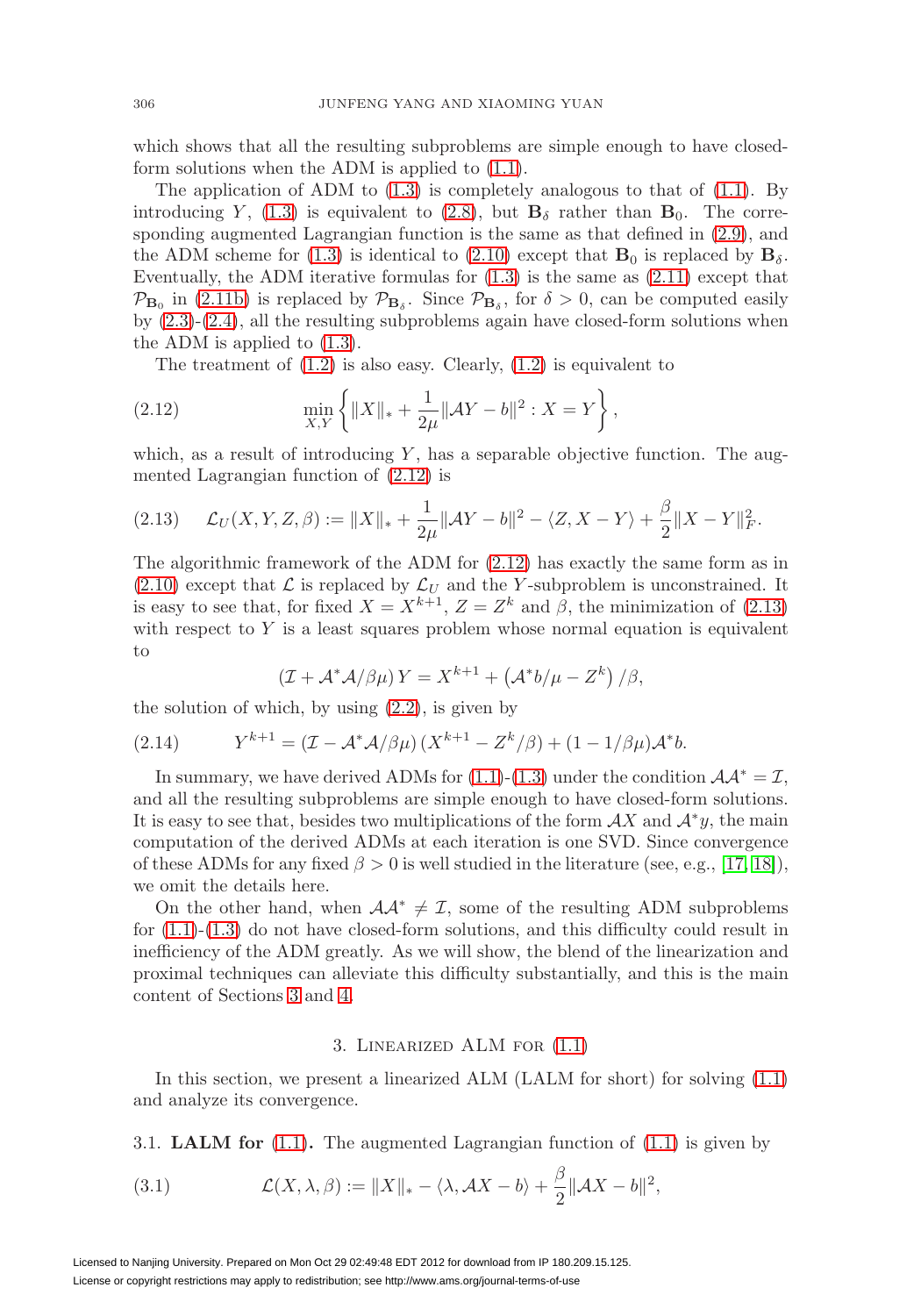which shows that all the resulting subproblems are simple enough to have closed-form solutions when the ADM is applied to (1.1).

The application of ADM to (1.3) is completely analogous to that of (1.1). By introducing $Y$, (1.3) is equivalent to (2.8), but $\mathbf{B}_\delta$ rather than $\mathbf{B}_0$. The corresponding augmented Lagrangian function is the same as that defined in (2.9), and the ADM scheme for (1.3) is identical to (2.10) except that $\mathbf{B}_0$ is replaced by $\mathbf{B}_\delta$. Eventually, the ADM iterative formulas for (1.3) is the same as (2.11) except that $\mathcal{P}_{\mathbf{B}_0}$ in (2.11b) is replaced by $\mathcal{P}_{\mathbf{B}_\delta}$. Since $\mathcal{P}_{\mathbf{B}_\delta}$, for $\delta > 0$, can be computed easily by (2.3)-(2.4), all the resulting subproblems again have closed-form solutions when the ADM is applied to (1.3).

The treatment of (1.2) is also easy. Clearly, (1.2) is equivalent to

$$\min_{X,Y} \left\{ \|X\|_* + \frac{1}{2\mu}\|\mathcal{A}Y - b\|^2 : X = Y \right\}, \tag{2.12}$$

which, as a result of introducing $Y$, has a separable objective function. The augmented Lagrangian function of (2.12) is

$$\mathcal{L}_U(X, Y, Z, \beta) := \|X\|_* + \frac{1}{2\mu}\|\mathcal{A}Y - b\|^2 - \langle Z, X - Y\rangle + \frac{\beta}{2}\|X - Y\|_F^2. \tag{2.13}$$

The algorithmic framework of the ADM for (2.12) has exactly the same form as in (2.10) except that $\mathcal{L}$ is replaced by $\mathcal{L}_U$ and the $Y$-subproblem is unconstrained. It is easy to see that, for fixed $X = X^{k+1}$, $Z = Z^k$ and $\beta$, the minimization of (2.13) with respect to $Y$ is a least squares problem whose normal equation is equivalent to

$$(\mathcal{I} + \mathcal{A}^*\mathcal{A}/\beta\mu)\, Y = X^{k+1} + \left(\mathcal{A}^* b/\mu - Z^k\right)/\beta,$$

the solution of which, by using (2.2), is given by

$$Y^{k+1} = (\mathcal{I} - \mathcal{A}^*\mathcal{A}/\beta\mu)\,(X^{k+1} - Z^k/\beta) + (1 - 1/\beta\mu)\mathcal{A}^* b. \tag{2.14}$$

In summary, we have derived ADMs for (1.1)-(1.3) under the condition $\mathcal{A}\mathcal{A}^* = \mathcal{I}$, and all the resulting subproblems are simple enough to have closed-form solutions. It is easy to see that, besides two multiplications of the form $\mathcal{A}X$ and $\mathcal{A}^* y$, the main computation of the derived ADMs at each iteration is one SVD. Since convergence of these ADMs for any fixed $\beta > 0$ is well studied in the literature (see, e.g., [17, 18]), we omit the details here.

On the other hand, when $\mathcal{A}\mathcal{A}^* \neq \mathcal{I}$, some of the resulting ADM subproblems for (1.1)-(1.3) do not have closed-form solutions, and this difficulty could result in inefficiency of the ADM greatly. As we will show, the blend of the linearization and proximal techniques can alleviate this difficulty substantially, and this is the main content of Sections 3 and 4.

## 3. Linearized ALM for (1.1)

In this section, we present a linearized ALM (LALM for short) for solving (1.1) and analyze its convergence.

### 3.1. LALM for (1.1).

The augmented Lagrangian function of (1.1) is given by

$$\mathcal{L}(X, \lambda, \beta) := \|X\|_* - \langle \lambda, \mathcal{A}X - b\rangle + \frac{\beta}{2}\|\mathcal{A}X - b\|^2, \tag{3.1}$$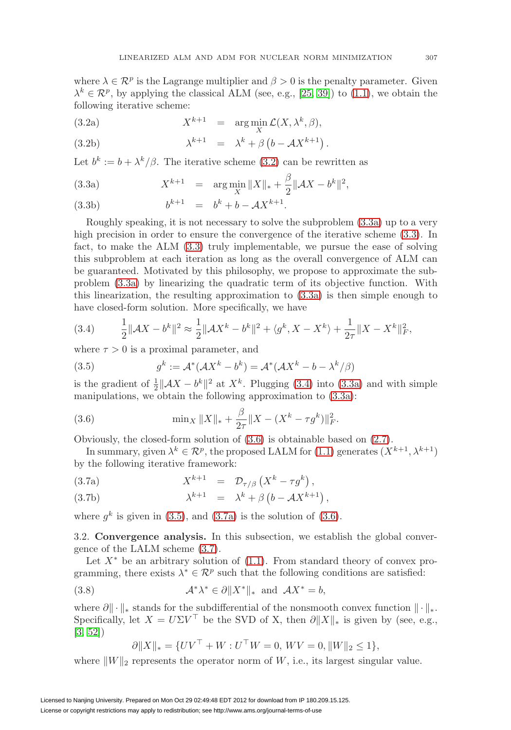where $\lambda \in \mathcal{R}^p$ is the Lagrange multiplier and $\beta > 0$ is the penalty parameter. Given $\lambda^k \in \mathcal{R}^p$, by applying the classical ALM (see, e.g., [25, 39]) to (1.1), we obtain the following iterative scheme:

$$X^{k+1} = \arg\min_X \mathcal{L}(X, \lambda^k, \beta), \tag{3.2a}$$

$$\lambda^{k+1} = \lambda^k + \beta\left(b - \mathcal{A}X^{k+1}\right). \tag{3.2b}$$

Let $b^k := b + \lambda^k/\beta$. The iterative scheme (3.2) can be rewritten as

$$X^{k+1} = \arg\min_X \|X\|_* + \frac{\beta}{2}\|\mathcal{A}X - b^k\|^2, \tag{3.3a}$$

$$b^{k+1} = b^k + b - \mathcal{A}X^{k+1}. \tag{3.3b}$$

Roughly speaking, it is not necessary to solve the subproblem (3.3a) up to a very high precision in order to ensure the convergence of the iterative scheme (3.3). In fact, to make the ALM (3.3) truly implementable, we pursue the ease of solving this subproblem at each iteration as long as the overall convergence of ALM can be guaranteed. Motivated by this philosophy, we propose to approximate the subproblem (3.3a) by linearizing the quadratic term of its objective function. With this linearization, the resulting approximation to (3.3a) is then simple enough to have closed-form solution. More specifically, we have

$$\frac{1}{2}\|\mathcal{A}X - b^k\|^2 \approx \frac{1}{2}\|\mathcal{A}X^k - b^k\|^2 + \langle g^k, X - X^k\rangle + \frac{1}{2\tau}\|X - X^k\|_F^2, \tag{3.4}$$

where $\tau > 0$ is a proximal parameter, and

$$g^k := \mathcal{A}^*(\mathcal{A}X^k - b^k) = \mathcal{A}^*(\mathcal{A}X^k - b - \lambda^k/\beta) \tag{3.5}$$

is the gradient of $\frac{1}{2}\|\mathcal{A}X - b^k\|^2$ at $X^k$. Plugging (3.4) into (3.3a) and with simple manipulations, we obtain the following approximation to (3.3a):

$$\min_X \|X\|_* + \frac{\beta}{2\tau}\|X - (X^k - \tau g^k)\|_F^2. \tag{3.6}$$

Obviously, the closed-form solution of (3.6) is obtainable based on (2.7).

In summary, given $\lambda^k \in \mathcal{R}^p$, the proposed LALM for (1.1) generates $(X^{k+1}, \lambda^{k+1})$ by the following iterative framework:

$$X^{k+1} = \mathcal{D}_{\tau/\beta}\left(X^k - \tau g^k\right), \tag{3.7a}$$

$$\lambda^{k+1} = \lambda^k + \beta\left(b - \mathcal{A}X^{k+1}\right), \tag{3.7b}$$

where $g^k$ is given in (3.5), and (3.7a) is the solution of (3.6).

3.2. **Convergence analysis.** In this subsection, we establish the global convergence of the LALM scheme (3.7).

Let $X^*$ be an arbitrary solution of (1.1). From standard theory of convex programming, there exists $\lambda^* \in \mathcal{R}^p$ such that the following conditions are satisfied:

$$\mathcal{A}^*\lambda^* \in \partial\|X^*\|_* \ \text{ and } \ \mathcal{A}X^* = b, \tag{3.8}$$

where $\partial\|\cdot\|_*$ stands for the subdifferential of the nonsmooth convex function $\|\cdot\|_*$. Specifically, let $X = U\Sigma V^\top$ be the SVD of X, then $\partial\|X\|_*$ is given by (see, e.g., [3, 52])

$$\partial\|X\|_* = \{UV^\top + W : U^\top W = 0,\ WV = 0,\ \|W\|_2 \leq 1\},$$

where $\|W\|_2$ represents the operator norm of $W$, i.e., its largest singular value.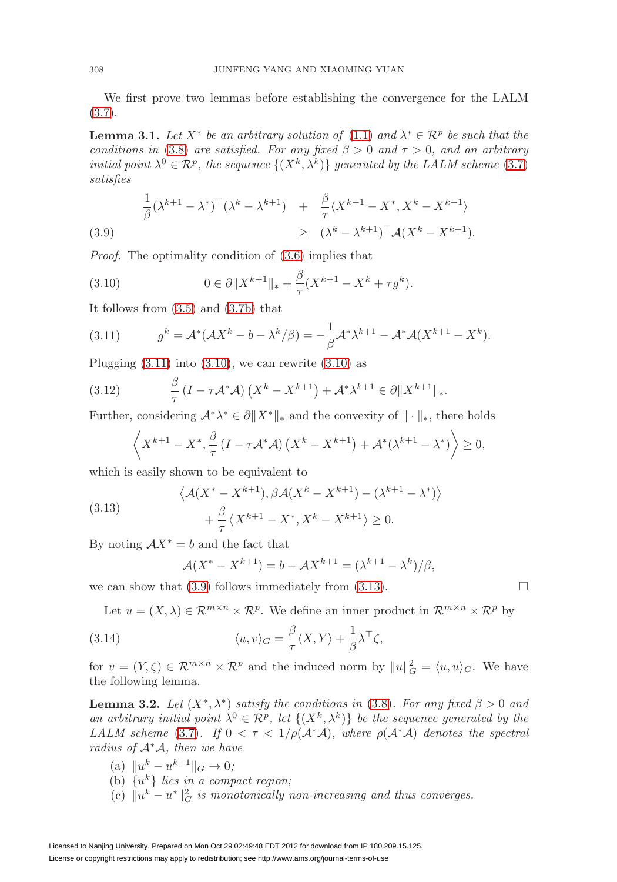We first prove two lemmas before establishing the convergence for the LALM (3.7).

**Lemma 3.1.** *Let $X^*$ be an arbitrary solution of* (1.1) *and $\lambda^* \in \mathcal{R}^p$ be such that the conditions in* (3.8) *are satisfied. For any fixed $\beta > 0$ and $\tau > 0$, and an arbitrary initial point $\lambda^0 \in \mathcal{R}^p$, the sequence $\{(X^k, \lambda^k)\}$ generated by the LALM scheme* (3.7) *satisfies*

$$\frac{1}{\beta}(\lambda^{k+1} - \lambda^*)^\top(\lambda^k - \lambda^{k+1}) \quad + \quad \frac{\beta}{\tau}\langle X^{k+1} - X^*, X^k - X^{k+1}\rangle \tag{3.9}$$
$$\geq \quad (\lambda^k - \lambda^{k+1})^\top \mathcal{A}(X^k - X^{k+1}).$$

*Proof.* The optimality condition of (3.6) implies that

$$0 \in \partial\|X^{k+1}\|_* + \frac{\beta}{\tau}(X^{k+1} - X^k + \tau g^k). \tag{3.10}$$

It follows from (3.5) and (3.7b) that

$$g^k = \mathcal{A}^*(\mathcal{A}X^k - b - \lambda^k/\beta) = -\frac{1}{\beta}\mathcal{A}^*\lambda^{k+1} - \mathcal{A}^*\mathcal{A}(X^{k+1} - X^k). \tag{3.11}$$

Plugging (3.11) into (3.10), we can rewrite (3.10) as

$$\frac{\beta}{\tau}\left(I - \tau\mathcal{A}^*\mathcal{A}\right)\left(X^k - X^{k+1}\right) + \mathcal{A}^*\lambda^{k+1} \in \partial\|X^{k+1}\|_*. \tag{3.12}$$

Further, considering $\mathcal{A}^*\lambda^* \in \partial\|X^*\|_*$ and the convexity of $\|\cdot\|_*$, there holds

$$\left\langle X^{k+1} - X^*, \frac{\beta}{\tau}\left(I - \tau\mathcal{A}^*\mathcal{A}\right)\left(X^k - X^{k+1}\right) + \mathcal{A}^*(\lambda^{k+1} - \lambda^*)\right\rangle \geq 0,$$

which is easily shown to be equivalent to

$$\left\langle \mathcal{A}(X^* - X^{k+1}), \beta\mathcal{A}(X^k - X^{k+1}) - (\lambda^{k+1} - \lambda^*)\right\rangle \tag{3.13}$$
$$+ \frac{\beta}{\tau}\left\langle X^{k+1} - X^*, X^k - X^{k+1}\right\rangle \geq 0.$$

By noting $\mathcal{A}X^* = b$ and the fact that

$$\mathcal{A}(X^* - X^{k+1}) = b - \mathcal{A}X^{k+1} = (\lambda^{k+1} - \lambda^k)/\beta,$$

we can show that (3.9) follows immediately from (3.13). $\square$

Let $u = (X, \lambda) \in \mathcal{R}^{m\times n} \times \mathcal{R}^p$. We define an inner product in $\mathcal{R}^{m\times n} \times \mathcal{R}^p$ by

$$\langle u, v\rangle_G = \frac{\beta}{\tau}\langle X, Y\rangle + \frac{1}{\beta}\lambda^\top\zeta, \tag{3.14}$$

for $v = (Y, \zeta) \in \mathcal{R}^{m\times n} \times \mathcal{R}^p$ and the induced norm by $\|u\|_G^2 = \langle u, u\rangle_G$. We have the following lemma.

**Lemma 3.2.** *Let $(X^*, \lambda^*)$ satisfy the conditions in* (3.8). *For any fixed $\beta > 0$ and an arbitrary initial point $\lambda^0 \in \mathcal{R}^p$, let $\{(X^k, \lambda^k)\}$ be the sequence generated by the LALM scheme* (3.7). *If $0 < \tau < 1/\rho(\mathcal{A}^*\mathcal{A})$, where $\rho(\mathcal{A}^*\mathcal{A})$ denotes the spectral radius of $\mathcal{A}^*\mathcal{A}$, then we have*

(a) *$\|u^k - u^{k+1}\|_G \to 0$;*
(b) *$\{u^k\}$ lies in a compact region;*
(c) *$\|u^k - u^*\|_G^2$ is monotonically non-increasing and thus converges.*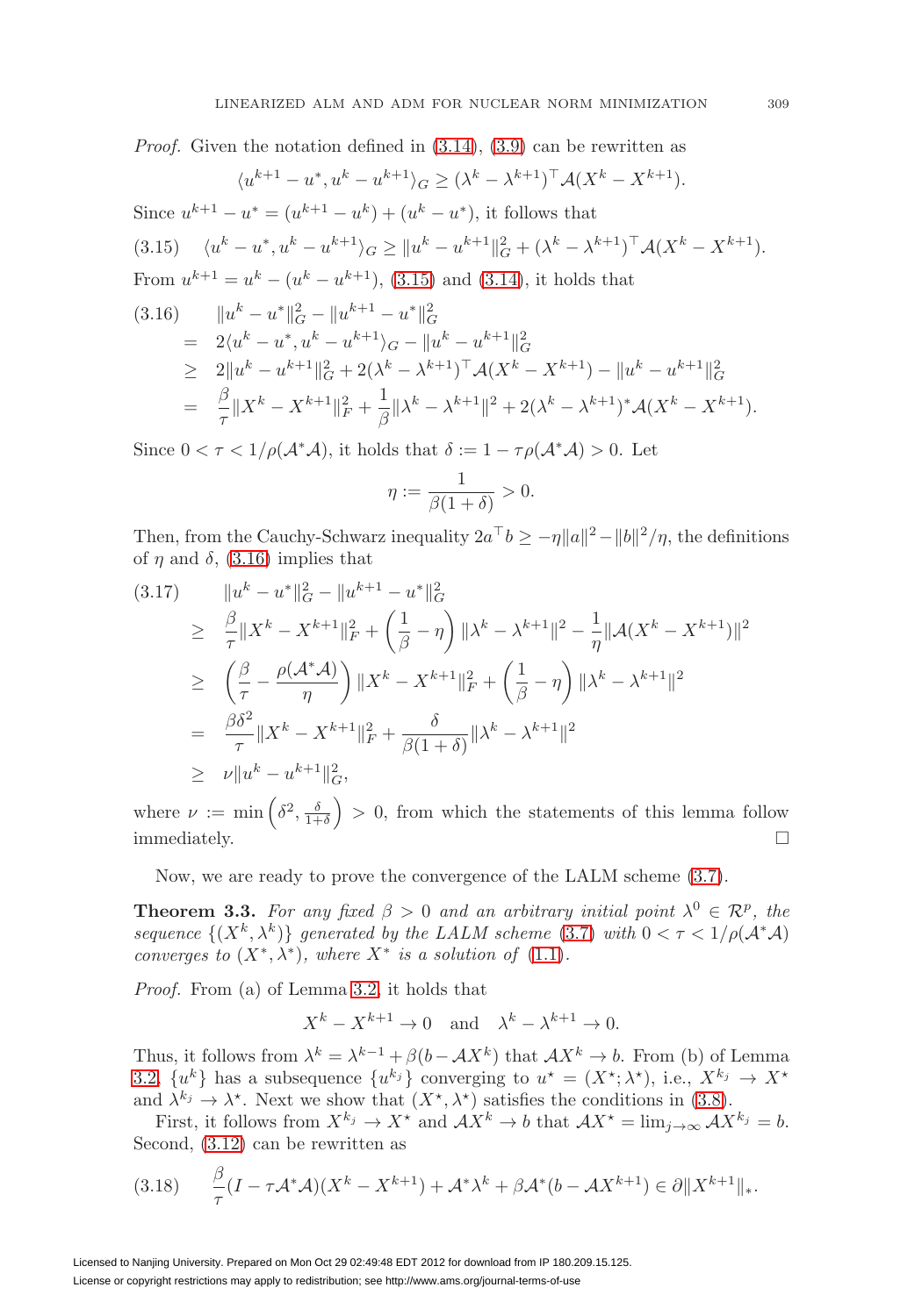*Proof.* Given the notation defined in (3.14), (3.9) can be rewritten as

$$\langle u^{k+1} - u^*, u^k - u^{k+1} \rangle_G \geq (\lambda^k - \lambda^{k+1})^\top \mathcal{A}(X^k - X^{k+1}).$$

Since $u^{k+1} - u^* = (u^{k+1} - u^k) + (u^k - u^*)$, it follows that

$$\langle u^k - u^*, u^k - u^{k+1} \rangle_G \geq \|u^k - u^{k+1}\|_G^2 + (\lambda^k - \lambda^{k+1})^\top \mathcal{A}(X^k - X^{k+1}). \tag{3.15}$$

From $u^{k+1} = u^k - (u^k - u^{k+1})$, (3.15) and (3.14), it holds that

$$\begin{aligned}
(3.16) \qquad & \|u^k - u^*\|_G^2 - \|u^{k+1} - u^*\|_G^2 \\
= \;& 2\langle u^k - u^*, u^k - u^{k+1} \rangle_G - \|u^k - u^{k+1}\|_G^2 \\
\geq \;& 2\|u^k - u^{k+1}\|_G^2 + 2(\lambda^k - \lambda^{k+1})^\top \mathcal{A}(X^k - X^{k+1}) - \|u^k - u^{k+1}\|_G^2 \\
= \;& \frac{\beta}{\tau}\|X^k - X^{k+1}\|_F^2 + \frac{1}{\beta}\|\lambda^k - \lambda^{k+1}\|^2 + 2(\lambda^k - \lambda^{k+1})^* \mathcal{A}(X^k - X^{k+1}).
\end{aligned}$$

Since $0 < \tau < 1/\rho(\mathcal{A}^*\mathcal{A})$, it holds that $\delta := 1 - \tau\rho(\mathcal{A}^*\mathcal{A}) > 0$. Let

$$\eta := \frac{1}{\beta(1+\delta)} > 0.$$

Then, from the Cauchy-Schwarz inequality $2a^\top b \geq -\eta\|a\|^2 - \|b\|^2/\eta$, the definitions of $\eta$ and $\delta$, (3.16) implies that

$$\begin{aligned}
(3.17) \qquad & \|u^k - u^*\|_G^2 - \|u^{k+1} - u^*\|_G^2 \\
\geq \;& \frac{\beta}{\tau}\|X^k - X^{k+1}\|_F^2 + \left(\frac{1}{\beta} - \eta\right)\|\lambda^k - \lambda^{k+1}\|^2 - \frac{1}{\eta}\|\mathcal{A}(X^k - X^{k+1})\|^2 \\
\geq \;& \left(\frac{\beta}{\tau} - \frac{\rho(\mathcal{A}^*\mathcal{A})}{\eta}\right)\|X^k - X^{k+1}\|_F^2 + \left(\frac{1}{\beta} - \eta\right)\|\lambda^k - \lambda^{k+1}\|^2 \\
= \;& \frac{\beta\delta^2}{\tau}\|X^k - X^{k+1}\|_F^2 + \frac{\delta}{\beta(1+\delta)}\|\lambda^k - \lambda^{k+1}\|^2 \\
\geq \;& \nu\|u^k - u^{k+1}\|_G^2,
\end{aligned}$$

where $\nu := \min\left(\delta^2, \frac{\delta}{1+\delta}\right) > 0$, from which the statements of this lemma follow immediately. $\square$

Now, we are ready to prove the convergence of the LALM scheme (3.7).

**Theorem 3.3.** *For any fixed $\beta > 0$ and an arbitrary initial point $\lambda^0 \in \mathcal{R}^p$, the sequence $\{(X^k, \lambda^k)\}$ generated by the LALM scheme (3.7) with $0 < \tau < 1/\rho(\mathcal{A}^*\mathcal{A})$ converges to $(X^*, \lambda^*)$, where $X^*$ is a solution of (1.1).*

*Proof.* From (a) of Lemma 3.2, it holds that

$$X^k - X^{k+1} \to 0 \quad \text{and} \quad \lambda^k - \lambda^{k+1} \to 0.$$

Thus, it follows from $\lambda^k = \lambda^{k-1} + \beta(b - \mathcal{A}X^k)$ that $\mathcal{A}X^k \to b$. From (b) of Lemma 3.2, $\{u^k\}$ has a subsequence $\{u^{k_j}\}$ converging to $u^\star = (X^\star; \lambda^\star)$, i.e., $X^{k_j} \to X^\star$ and $\lambda^{k_j} \to \lambda^\star$. Next we show that $(X^\star, \lambda^\star)$ satisfies the conditions in (3.8).

First, it follows from $X^{k_j} \to X^\star$ and $\mathcal{A}X^k \to b$ that $\mathcal{A}X^\star = \lim_{j\to\infty} \mathcal{A}X^{k_j} = b$. Second, (3.12) can be rewritten as

$$\frac{\beta}{\tau}(I - \tau\mathcal{A}^*\mathcal{A})(X^k - X^{k+1}) + \mathcal{A}^*\lambda^k + \beta\mathcal{A}^*(b - \mathcal{A}X^{k+1}) \in \partial\|X^{k+1}\|_*. \tag{3.18}$$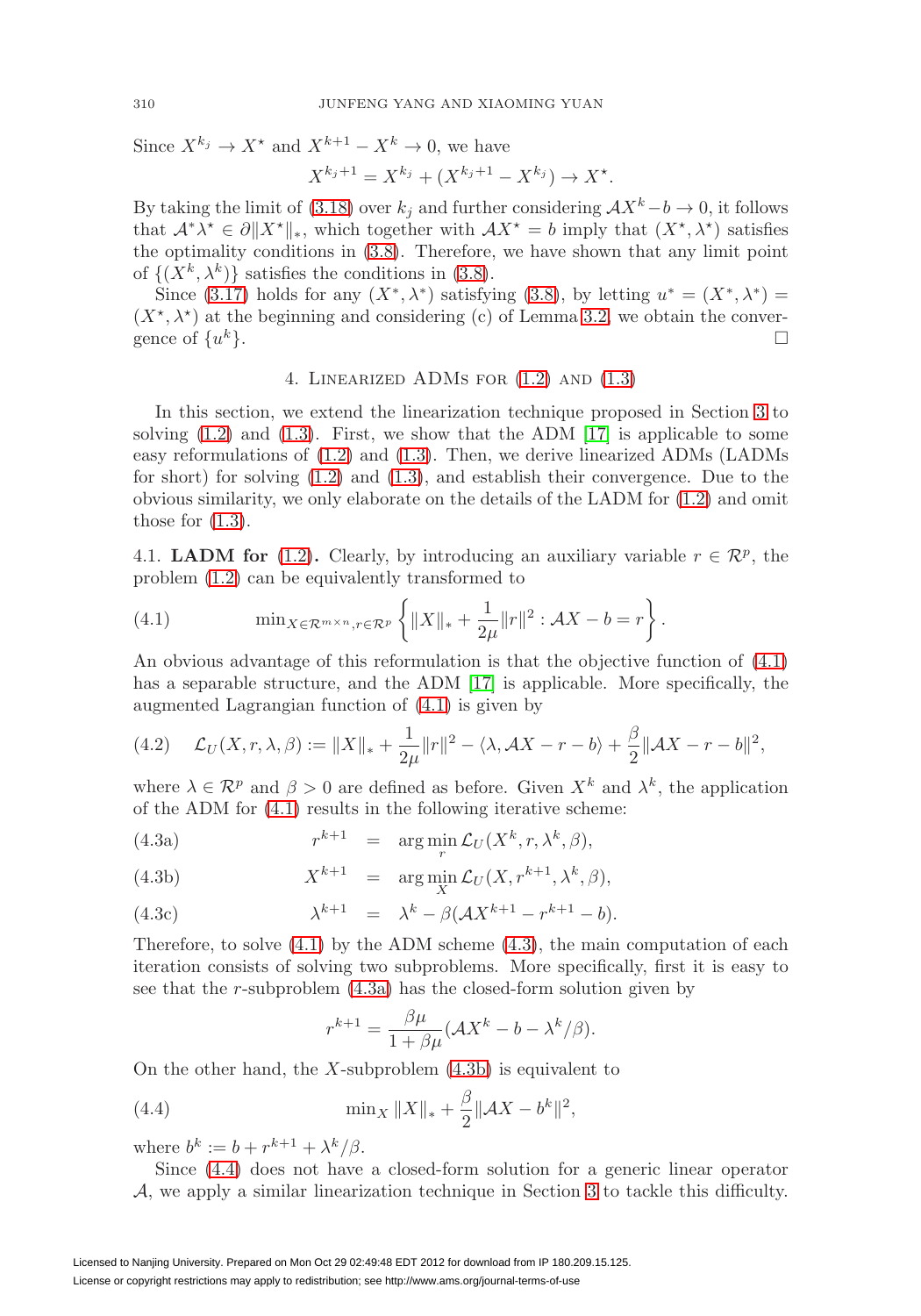Since $X^{k_j} \to X^\star$ and $X^{k+1} - X^k \to 0$, we have

$$X^{k_j+1} = X^{k_j} + (X^{k_j+1} - X^{k_j}) \to X^\star.$$

By taking the limit of (3.18) over $k_j$ and further considering $\mathcal{A}X^k - b \to 0$, it follows that $\mathcal{A}^*\lambda^\star \in \partial\|X^\star\|_*$, which together with $\mathcal{A}X^\star = b$ imply that $(X^\star, \lambda^\star)$ satisfies the optimality conditions in (3.8). Therefore, we have shown that any limit point of $\{(X^k, \lambda^k)\}$ satisfies the conditions in (3.8).

Since (3.17) holds for any $(X^*, \lambda^*)$ satisfying (3.8), by letting $u^* = (X^*, \lambda^*) = (X^\star, \lambda^\star)$ at the beginning and considering (c) of Lemma 3.2, we obtain the convergence of $\{u^k\}$. □

## 4. Linearized ADMs for (1.2) and (1.3)

In this section, we extend the linearization technique proposed in Section 3 to solving (1.2) and (1.3). First, we show that the ADM [17] is applicable to some easy reformulations of (1.2) and (1.3). Then, we derive linearized ADMs (LADMs for short) for solving (1.2) and (1.3), and establish their convergence. Due to the obvious similarity, we only elaborate on the details of the LADM for (1.2) and omit those for (1.3).

### 4.1. LADM for (1.2).

Clearly, by introducing an auxiliary variable $r \in \mathcal{R}^p$, the problem (1.2) can be equivalently transformed to

$$\min_{X\in\mathcal{R}^{m\times n}, r\in\mathcal{R}^p} \left\{ \|X\|_* + \frac{1}{2\mu}\|r\|^2 : \mathcal{A}X - b = r \right\}. \tag{4.1}$$

An obvious advantage of this reformulation is that the objective function of (4.1) has a separable structure, and the ADM [17] is applicable. More specifically, the augmented Lagrangian function of (4.1) is given by

$$\mathcal{L}_U(X, r, \lambda, \beta) := \|X\|_* + \frac{1}{2\mu}\|r\|^2 - \langle \lambda, \mathcal{A}X - r - b\rangle + \frac{\beta}{2}\|\mathcal{A}X - r - b\|^2, \tag{4.2}$$

where $\lambda \in \mathcal{R}^p$ and $\beta > 0$ are defined as before. Given $X^k$ and $\lambda^k$, the application of the ADM for (4.1) results in the following iterative scheme:

$$r^{k+1} = \arg\min_r \mathcal{L}_U(X^k, r, \lambda^k, \beta), \tag{4.3a}$$

$$X^{k+1} = \arg\min_X \mathcal{L}_U(X, r^{k+1}, \lambda^k, \beta), \tag{4.3b}$$

$$\lambda^{k+1} = \lambda^k - \beta(\mathcal{A}X^{k+1} - r^{k+1} - b). \tag{4.3c}$$

Therefore, to solve (4.1) by the ADM scheme (4.3), the main computation of each iteration consists of solving two subproblems. More specifically, first it is easy to see that the $r$-subproblem (4.3a) has the closed-form solution given by

$$r^{k+1} = \frac{\beta\mu}{1+\beta\mu}(\mathcal{A}X^k - b - \lambda^k/\beta).$$

On the other hand, the $X$-subproblem (4.3b) is equivalent to

$$\min_X \|X\|_* + \frac{\beta}{2}\|\mathcal{A}X - b^k\|^2, \tag{4.4}$$

where $b^k := b + r^{k+1} + \lambda^k/\beta$.

Since (4.4) does not have a closed-form solution for a generic linear operator $\mathcal{A}$, we apply a similar linearization technique in Section 3 to tackle this difficulty.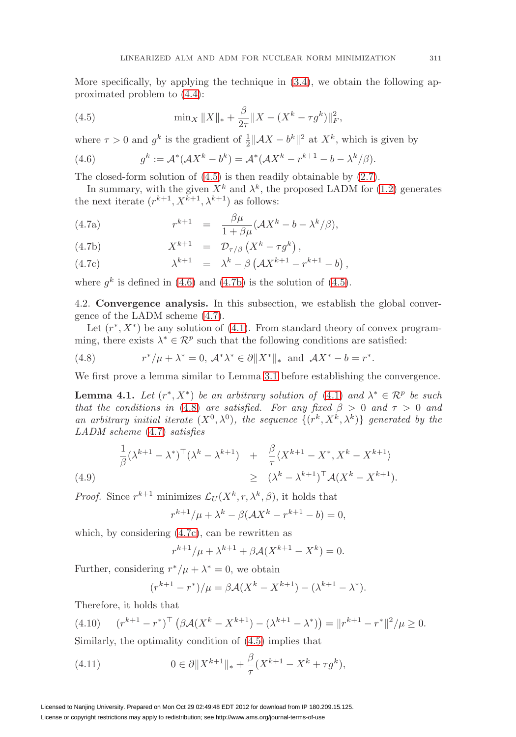More specifically, by applying the technique in (3.4), we obtain the following approximated problem to (4.4):

$$\min_X \|X\|_* + \frac{\beta}{2\tau}\|X - (X^k - \tau g^k)\|_F^2, \tag{4.5}$$

where $\tau > 0$ and $g^k$ is the gradient of $\frac{1}{2}\|\mathcal{A}X - b^k\|^2$ at $X^k$, which is given by

$$g^k := \mathcal{A}^*(\mathcal{A}X^k - b^k) = \mathcal{A}^*(\mathcal{A}X^k - r^{k+1} - b - \lambda^k/\beta). \tag{4.6}$$

The closed-form solution of (4.5) is then readily obtainable by (2.7).

In summary, with the given $X^k$ and $\lambda^k$, the proposed LADM for (1.2) generates the next iterate $(r^{k+1}, X^{k+1}, \lambda^{k+1})$ as follows:

$$r^{k+1} = \frac{\beta\mu}{1+\beta\mu}(\mathcal{A}X^k - b - \lambda^k/\beta), \tag{4.7a}$$

$$X^{k+1} = \mathcal{D}_{\tau/\beta}\left(X^k - \tau g^k\right), \tag{4.7b}$$

$$\lambda^{k+1} = \lambda^k - \beta\left(\mathcal{A}X^{k+1} - r^{k+1} - b\right), \tag{4.7c}$$

where $g^k$ is defined in (4.6) and (4.7b) is the solution of (4.5).

## 4.2. Convergence analysis.

In this subsection, we establish the global convergence of the LADM scheme (4.7).

Let $(r^*, X^*)$ be any solution of (4.1). From standard theory of convex programming, there exists $\lambda^* \in \mathcal{R}^p$ such that the following conditions are satisfied:

$$r^*/\mu + \lambda^* = 0, \; \mathcal{A}^*\lambda^* \in \partial\|X^*\|_* \text{ and } \mathcal{A}X^* - b = r^*. \tag{4.8}$$

We first prove a lemma similar to Lemma 3.1 before establishing the convergence.

**Lemma 4.1.** *Let $(r^*, X^*)$ be an arbitrary solution of (4.1) and $\lambda^* \in \mathcal{R}^p$ be such that the conditions in (4.8) are satisfied. For any fixed $\beta > 0$ and $\tau > 0$ and an arbitrary initial iterate $(X^0, \lambda^0)$, the sequence $\{(r^k, X^k, \lambda^k)\}$ generated by the LADM scheme (4.7) satisfies*

$$\begin{aligned} \frac{1}{\beta}(\lambda^{k+1} - \lambda^*)^\top(\lambda^k - \lambda^{k+1}) \quad &+ \quad \frac{\beta}{\tau}\langle X^{k+1} - X^*, X^k - X^{k+1}\rangle \\ &\geq \quad (\lambda^k - \lambda^{k+1})^\top \mathcal{A}(X^k - X^{k+1}). \end{aligned} \tag{4.9}$$

*Proof.* Since $r^{k+1}$ minimizes $\mathcal{L}_U(X^k, r, \lambda^k, \beta)$, it holds that

$$r^{k+1}/\mu + \lambda^k - \beta(\mathcal{A}X^k - r^{k+1} - b) = 0,$$

which, by considering (4.7c), can be rewritten as

$$r^{k+1}/\mu + \lambda^{k+1} + \beta\mathcal{A}(X^{k+1} - X^k) = 0.$$

Further, considering $r^*/\mu + \lambda^* = 0$, we obtain

$$(r^{k+1} - r^*)/\mu = \beta\mathcal{A}(X^k - X^{k+1}) - (\lambda^{k+1} - \lambda^*).$$

Therefore, it holds that

$$(r^{k+1} - r^*)^\top\left(\beta\mathcal{A}(X^k - X^{k+1}) - (\lambda^{k+1} - \lambda^*)\right) = \|r^{k+1} - r^*\|^2/\mu \geq 0. \tag{4.10}$$

Similarly, the optimality condition of (4.5) implies that

$$0 \in \partial\|X^{k+1}\|_* + \frac{\beta}{\tau}(X^{k+1} - X^k + \tau g^k), \tag{4.11}$$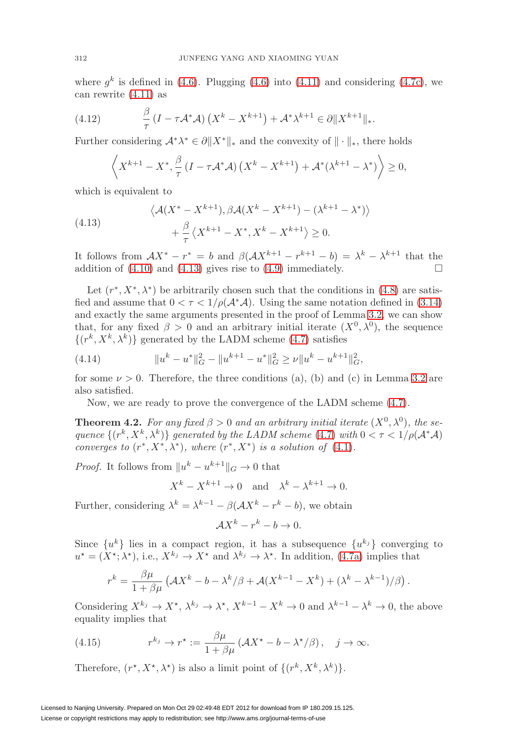where $g^k$ is defined in (4.6). Plugging (4.6) into (4.11) and considering (4.7c), we can rewrite (4.11) as

$$\frac{\beta}{\tau}\left(I - \tau \mathcal{A}^*\mathcal{A}\right)\left(X^k - X^{k+1}\right) + \mathcal{A}^*\lambda^{k+1} \in \partial \|X^{k+1}\|_*. \tag{4.12}$$

Further considering $\mathcal{A}^*\lambda^* \in \partial\|X^*\|_*$ and the convexity of $\|\cdot\|_*$, there holds

$$\left\langle X^{k+1} - X^*, \frac{\beta}{\tau}\left(I - \tau\mathcal{A}^*\mathcal{A}\right)\left(X^k - X^{k+1}\right) + \mathcal{A}^*(\lambda^{k+1} - \lambda^*)\right\rangle \geq 0,$$

which is equivalent to

$$\begin{aligned} &\left\langle \mathcal{A}(X^* - X^{k+1}), \beta\mathcal{A}(X^k - X^{k+1}) - (\lambda^{k+1} - \lambda^*)\right\rangle \\ &\qquad + \frac{\beta}{\tau}\left\langle X^{k+1} - X^*, X^k - X^{k+1}\right\rangle \geq 0. \end{aligned} \tag{4.13}$$

It follows from $\mathcal{A}X^* - r^* = b$ and $\beta(\mathcal{A}X^{k+1} - r^{k+1} - b) = \lambda^k - \lambda^{k+1}$ that the addition of (4.10) and (4.13) gives rise to (4.9) immediately. $\square$

Let $(r^*, X^*, \lambda^*)$ be arbitrarily chosen such that the conditions in (4.8) are satisfied and assume that $0 < \tau < 1/\rho(\mathcal{A}^*\mathcal{A})$. Using the same notation defined in (3.14) and exactly the same arguments presented in the proof of Lemma 3.2, we can show that, for any fixed $\beta > 0$ and an arbitrary initial iterate $(X^0, \lambda^0)$, the sequence $\{(r^k, X^k, \lambda^k)\}$ generated by the LADM scheme (4.7) satisfies

$$\|u^k - u^*\|_G^2 - \|u^{k+1} - u^*\|_G^2 \geq \nu\|u^k - u^{k+1}\|_G^2, \tag{4.14}$$

for some $\nu > 0$. Therefore, the three conditions (a), (b) and (c) in Lemma 3.2 are also satisfied.

Now, we are ready to prove the convergence of the LADM scheme (4.7).

**Theorem 4.2.** *For any fixed $\beta > 0$ and an arbitrary initial iterate $(X^0, \lambda^0)$, the sequence $\{(r^k, X^k, \lambda^k)\}$ generated by the LADM scheme (4.7) with $0 < \tau < 1/\rho(\mathcal{A}^*\mathcal{A})$ converges to $(r^*, X^*, \lambda^*)$, where $(r^*, X^*)$ is a solution of (4.1).*

*Proof.* It follows from $\|u^k - u^{k+1}\|_G \to 0$ that

$$X^k - X^{k+1} \to 0 \quad \text{and} \quad \lambda^k - \lambda^{k+1} \to 0.$$

Further, considering $\lambda^k = \lambda^{k-1} - \beta(\mathcal{A}X^k - r^k - b)$, we obtain

$$\mathcal{A}X^k - r^k - b \to 0.$$

Since $\{u^k\}$ lies in a compact region, it has a subsequence $\{u^{k_j}\}$ converging to $u^\star = (X^\star; \lambda^\star)$, i.e., $X^{k_j} \to X^\star$ and $\lambda^{k_j} \to \lambda^\star$. In addition, (4.7a) implies that

$$r^k = \frac{\beta\mu}{1 + \beta\mu}\left(\mathcal{A}X^k - b - \lambda^k/\beta + \mathcal{A}(X^{k-1} - X^k) + (\lambda^k - \lambda^{k-1})/\beta\right).$$

Considering $X^{k_j} \to X^\star$, $\lambda^{k_j} \to \lambda^\star$, $X^{k-1} - X^k \to 0$ and $\lambda^{k-1} - \lambda^k \to 0$, the above equality implies that

$$r^{k_j} \to r^\star := \frac{\beta\mu}{1 + \beta\mu}\left(\mathcal{A}X^\star - b - \lambda^\star/\beta\right), \quad j \to \infty. \tag{4.15}$$

Therefore, $(r^\star, X^\star, \lambda^\star)$ is also a limit point of $\{(r^k, X^k, \lambda^k)\}$.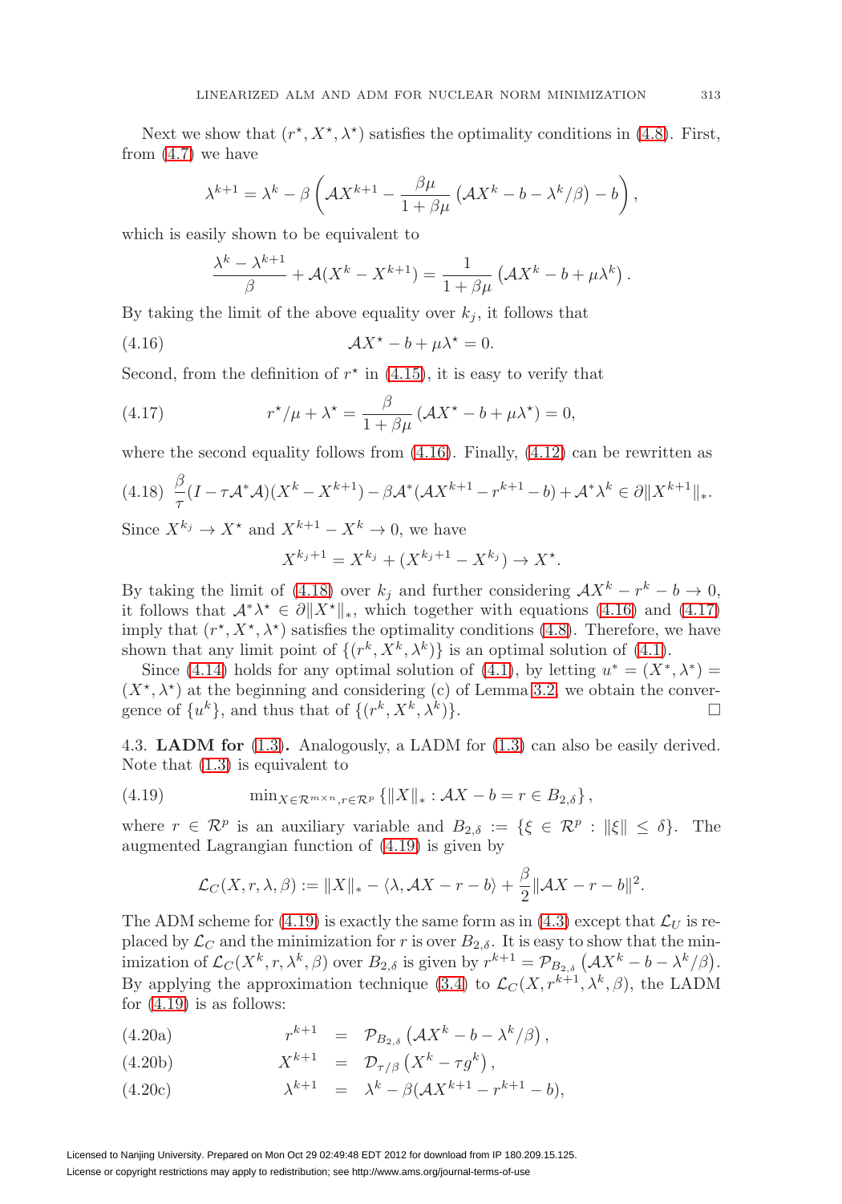Next we show that $(r^\star, X^\star, \lambda^\star)$ satisfies the optimality conditions in (4.8). First, from (4.7) we have

$$\lambda^{k+1} = \lambda^k - \beta\left(\mathcal{A}X^{k+1} - \frac{\beta\mu}{1+\beta\mu}\left(\mathcal{A}X^k - b - \lambda^k/\beta\right) - b\right),$$

which is easily shown to be equivalent to

$$\frac{\lambda^k - \lambda^{k+1}}{\beta} + \mathcal{A}(X^k - X^{k+1}) = \frac{1}{1+\beta\mu}\left(\mathcal{A}X^k - b + \mu\lambda^k\right).$$

By taking the limit of the above equality over $k_j$, it follows that

$$\mathcal{A}X^\star - b + \mu\lambda^\star = 0. \tag{4.16}$$

Second, from the definition of $r^\star$ in (4.15), it is easy to verify that

$$r^\star/\mu + \lambda^\star = \frac{\beta}{1+\beta\mu}\left(\mathcal{A}X^\star - b + \mu\lambda^\star\right) = 0, \tag{4.17}$$

where the second equality follows from (4.16). Finally, (4.12) can be rewritten as

$$\frac{\beta}{\tau}(I - \tau\mathcal{A}^*\mathcal{A})(X^k - X^{k+1}) - \beta\mathcal{A}^*(\mathcal{A}X^{k+1} - r^{k+1} - b) + \mathcal{A}^*\lambda^k \in \partial\|X^{k+1}\|_*. \tag{4.18}$$

Since $X^{k_j} \to X^\star$ and $X^{k+1} - X^k \to 0$, we have

$$X^{k_j+1} = X^{k_j} + (X^{k_j+1} - X^{k_j}) \to X^\star.$$

By taking the limit of (4.18) over $k_j$ and further considering $\mathcal{A}X^k - r^k - b \to 0$, it follows that $\mathcal{A}^*\lambda^\star \in \partial\|X^\star\|_*$, which together with equations (4.16) and (4.17) imply that $(r^\star, X^\star, \lambda^\star)$ satisfies the optimality conditions (4.8). Therefore, we have shown that any limit point of $\{(r^k, X^k, \lambda^k)\}$ is an optimal solution of (4.1).

Since (4.14) holds for any optimal solution of (4.1), by letting $u^* = (X^*, \lambda^*) = (X^\star, \lambda^\star)$ at the beginning and considering (c) of Lemma 3.2, we obtain the convergence of $\{u^k\}$, and thus that of $\{(r^k, X^k, \lambda^k)\}$. $\square$

4.3. **LADM for (1.3).** Analogously, a LADM for (1.3) can also be easily derived. Note that (1.3) is equivalent to

$$\min_{X\in\mathcal{R}^{m\times n}, r\in\mathcal{R}^p} \left\{\|X\|_* : \mathcal{A}X - b = r \in B_{2,\delta}\right\}, \tag{4.19}$$

where $r \in \mathcal{R}^p$ is an auxiliary variable and $B_{2,\delta} := \{\xi \in \mathcal{R}^p : \|\xi\| \le \delta\}$. The augmented Lagrangian function of (4.19) is given by

$$\mathcal{L}_C(X, r, \lambda, \beta) := \|X\|_* - \langle\lambda, \mathcal{A}X - r - b\rangle + \frac{\beta}{2}\|\mathcal{A}X - r - b\|^2.$$

The ADM scheme for (4.19) is exactly the same form as in (4.3) except that $\mathcal{L}_U$ is replaced by $\mathcal{L}_C$ and the minimization for $r$ is over $B_{2,\delta}$. It is easy to show that the minimization of $\mathcal{L}_C(X^k, r, \lambda^k, \beta)$ over $B_{2,\delta}$ is given by $r^{k+1} = \mathcal{P}_{B_{2,\delta}}\left(\mathcal{A}X^k - b - \lambda^k/\beta\right)$. By applying the approximation technique (3.4) to $\mathcal{L}_C(X, r^{k+1}, \lambda^k, \beta)$, the LADM for (4.19) is as follows:

$$r^{k+1} = \mathcal{P}_{B_{2,\delta}}\left(\mathcal{A}X^k - b - \lambda^k/\beta\right), \tag{4.20a}$$

$$X^{k+1} = \mathcal{D}_{\tau/\beta}\left(X^k - \tau g^k\right), \tag{4.20b}$$

$$\lambda^{k+1} = \lambda^k - \beta(\mathcal{A}X^{k+1} - r^{k+1} - b), \tag{4.20c}$$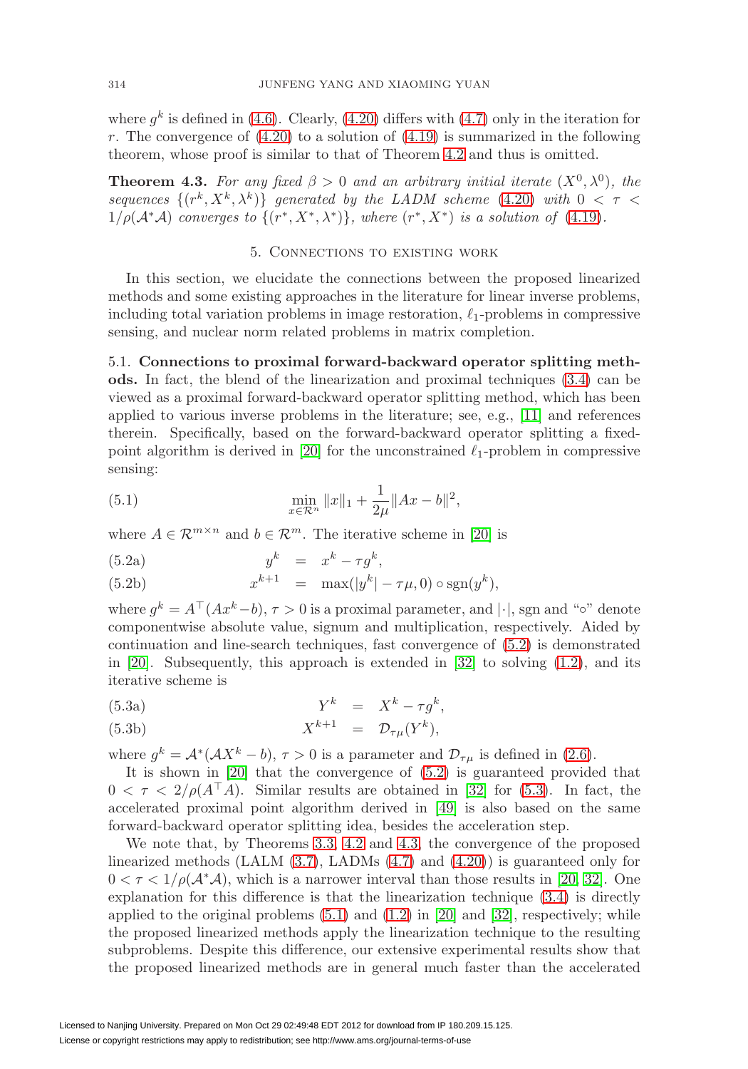where $g^k$ is defined in (4.6). Clearly, (4.20) differs with (4.7) only in the iteration for $r$. The convergence of (4.20) to a solution of (4.19) is summarized in the following theorem, whose proof is similar to that of Theorem 4.2 and thus is omitted.

**Theorem 4.3.** *For any fixed $\beta > 0$ and an arbitrary initial iterate $(X^0, \lambda^0)$, the sequences $\{(r^k, X^k, \lambda^k)\}$ generated by the LADM scheme (4.20) with $0 < \tau < 1/\rho(\mathcal{A}^*\mathcal{A})$ converges to $\{(r^*, X^*, \lambda^*)\}$, where $(r^*, X^*)$ is a solution of (4.19).*

## 5. Connections to existing work

In this section, we elucidate the connections between the proposed linearized methods and some existing approaches in the literature for linear inverse problems, including total variation problems in image restoration, $\ell_1$-problems in compressive sensing, and nuclear norm related problems in matrix completion.

### 5.1. Connections to proximal forward-backward operator splitting methods.

In fact, the blend of the linearization and proximal techniques (3.4) can be viewed as a proximal forward-backward operator splitting method, which has been applied to various inverse problems in the literature; see, e.g., [11] and references therein. Specifically, based on the forward-backward operator splitting a fixed-point algorithm is derived in [20] for the unconstrained $\ell_1$-problem in compressive sensing:

$$\min_{x \in \mathcal{R}^n} \|x\|_1 + \frac{1}{2\mu}\|Ax - b\|^2, \tag{5.1}$$

where $A \in \mathcal{R}^{m\times n}$ and $b \in \mathcal{R}^m$. The iterative scheme in [20] is

$$y^k = x^k - \tau g^k, \tag{5.2a}$$

$$x^{k+1} = \max(|y^k| - \tau\mu, 0) \circ \operatorname{sgn}(y^k), \tag{5.2b}$$

where $g^k = A^\top(Ax^k - b)$, $\tau > 0$ is a proximal parameter, and $|\cdot|$, sgn and "$\circ$" denote componentwise absolute value, signum and multiplication, respectively. Aided by continuation and line-search techniques, fast convergence of (5.2) is demonstrated in [20]. Subsequently, this approach is extended in [32] to solving (1.2), and its iterative scheme is

$$Y^k = X^k - \tau g^k, \tag{5.3a}$$

$$X^{k+1} = \mathcal{D}_{\tau\mu}(Y^k), \tag{5.3b}$$

where $g^k = \mathcal{A}^*(\mathcal{A}X^k - b)$, $\tau > 0$ is a parameter and $\mathcal{D}_{\tau\mu}$ is defined in (2.6).

It is shown in [20] that the convergence of (5.2) is guaranteed provided that $0 < \tau < 2/\rho(A^\top A)$. Similar results are obtained in [32] for (5.3). In fact, the accelerated proximal point algorithm derived in [49] is also based on the same forward-backward operator splitting idea, besides the acceleration step.

We note that, by Theorems 3.3, 4.2 and 4.3, the convergence of the proposed linearized methods (LALM (3.7), LADMs (4.7) and (4.20)) is guaranteed only for $0 < \tau < 1/\rho(\mathcal{A}^*\mathcal{A})$, which is a narrower interval than those results in [20, 32]. One explanation for this difference is that the linearization technique (3.4) is directly applied to the original problems (5.1) and (1.2) in [20] and [32], respectively; while the proposed linearized methods apply the linearization technique to the resulting subproblems. Despite this difference, our extensive experimental results show that the proposed linearized methods are in general much faster than the accelerated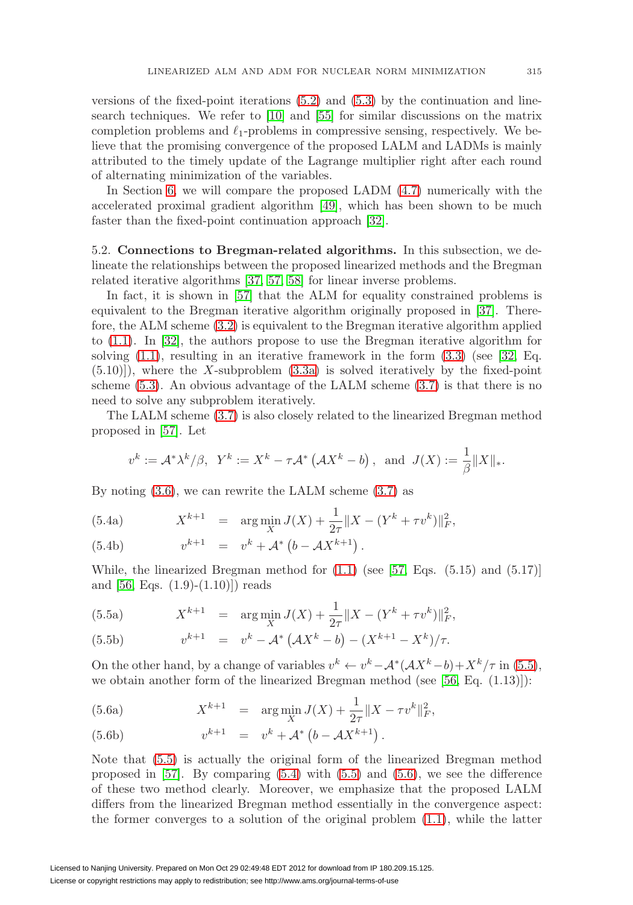versions of the fixed-point iterations (5.2) and (5.3) by the continuation and line-search techniques. We refer to [10] and [55] for similar discussions on the matrix completion problems and $\ell_1$-problems in compressive sensing, respectively. We believe that the promising convergence of the proposed LALM and LADMs is mainly attributed to the timely update of the Lagrange multiplier right after each round of alternating minimization of the variables.

In Section 6, we will compare the proposed LADM (4.7) numerically with the accelerated proximal gradient algorithm [49], which has been shown to be much faster than the fixed-point continuation approach [32].

5.2. **Connections to Bregman-related algorithms.** In this subsection, we delineate the relationships between the proposed linearized methods and the Bregman related iterative algorithms [37, 57, 58] for linear inverse problems.

In fact, it is shown in [57] that the ALM for equality constrained problems is equivalent to the Bregman iterative algorithm originally proposed in [37]. Therefore, the ALM scheme (3.2) is equivalent to the Bregman iterative algorithm applied to (1.1). In [32], the authors propose to use the Bregman iterative algorithm for solving (1.1), resulting in an iterative framework in the form (3.3) (see [32, Eq. (5.10)]), where the $X$-subproblem (3.3a) is solved iteratively by the fixed-point scheme (5.3). An obvious advantage of the LALM scheme (3.7) is that there is no need to solve any subproblem iteratively.

The LALM scheme (3.7) is also closely related to the linearized Bregman method proposed in [57]. Let

$$v^k := \mathcal{A}^*\lambda^k/\beta, \;\; Y^k := X^k - \tau\mathcal{A}^*\left(\mathcal{A}X^k - b\right), \;\; \text{and} \;\; J(X) := \frac{1}{\beta}\|X\|_*.$$

By noting (3.6), we can rewrite the LALM scheme (3.7) as

$$X^{k+1} = \arg\min_X J(X) + \frac{1}{2\tau}\|X - (Y^k + \tau v^k)\|_F^2, \tag{5.4a}$$

$$v^{k+1} = v^k + \mathcal{A}^*\left(b - \mathcal{A}X^{k+1}\right). \tag{5.4b}$$

While, the linearized Bregman method for (1.1) (see [57, Eqs. (5.15) and (5.17)] and [56, Eqs. (1.9)-(1.10)]) reads

$$X^{k+1} = \arg\min_X J(X) + \frac{1}{2\tau}\|X - (Y^k + \tau v^k)\|_F^2, \tag{5.5a}$$

$$v^{k+1} = v^k - \mathcal{A}^*\left(\mathcal{A}X^k - b\right) - (X^{k+1} - X^k)/\tau. \tag{5.5b}$$

On the other hand, by a change of variables $v^k \leftarrow v^k - \mathcal{A}^*(\mathcal{A}X^k - b) + X^k/\tau$ in (5.5), we obtain another form of the linearized Bregman method (see [56, Eq. (1.13)]):

$$X^{k+1} = \arg\min_X J(X) + \frac{1}{2\tau}\|X - \tau v^k\|_F^2, \tag{5.6a}$$

$$v^{k+1} = v^k + \mathcal{A}^*\left(b - \mathcal{A}X^{k+1}\right). \tag{5.6b}$$

Note that (5.5) is actually the original form of the linearized Bregman method proposed in [57]. By comparing (5.4) with (5.5) and (5.6), we see the difference of these two method clearly. Moreover, we emphasize that the proposed LALM differs from the linearized Bregman method essentially in the convergence aspect: the former converges to a solution of the original problem (1.1), while the latter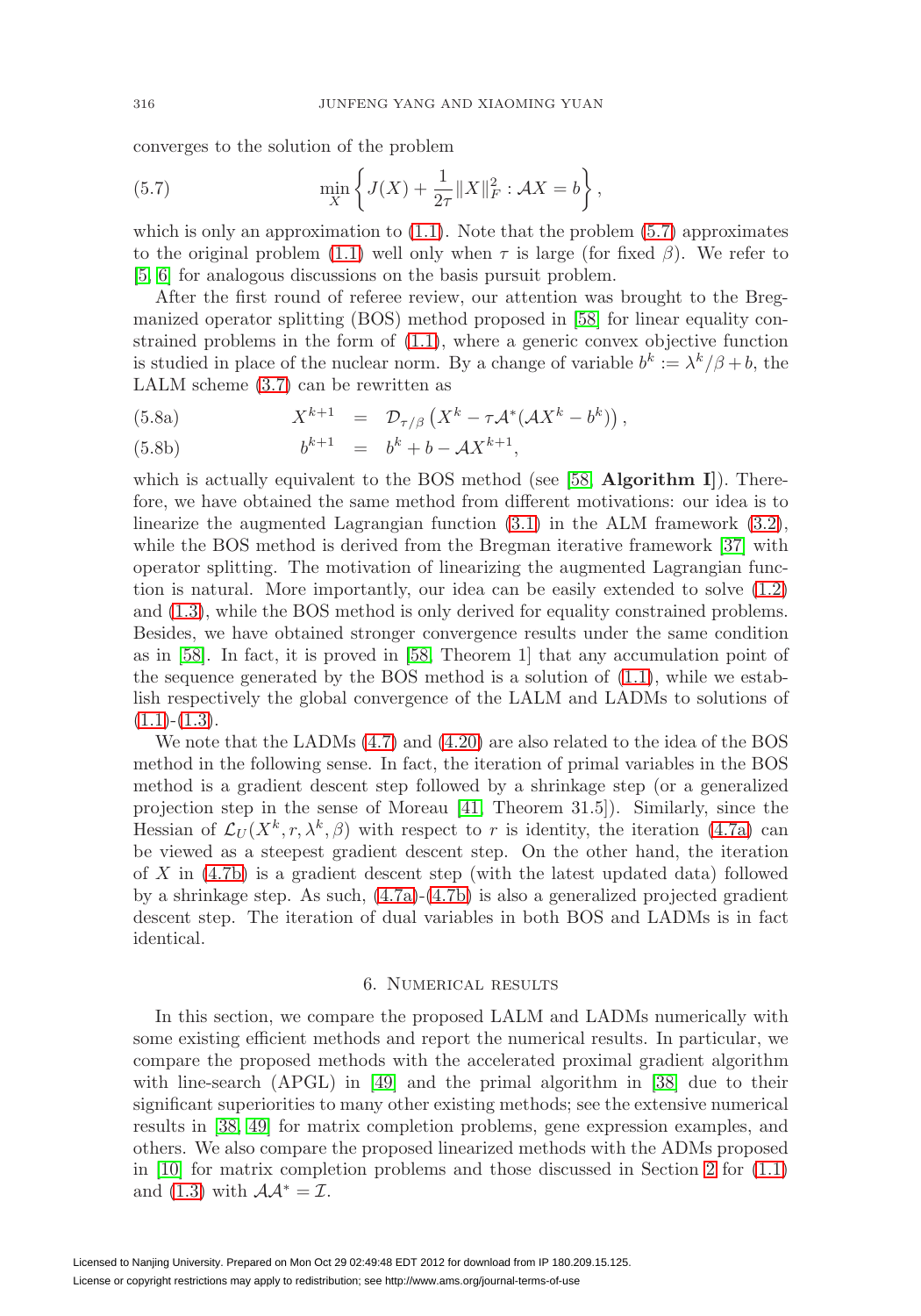converges to the solution of the problem

$$\min_X \left\{ J(X) + \frac{1}{2\tau}\|X\|_F^2 : \mathcal{A}X = b \right\}, \tag{5.7}$$

which is only an approximation to (1.1). Note that the problem (5.7) approximates to the original problem (1.1) well only when $\tau$ is large (for fixed $\beta$). We refer to [5, 6] for analogous discussions on the basis pursuit problem.

After the first round of referee review, our attention was brought to the Bregmanized operator splitting (BOS) method proposed in [58] for linear equality constrained problems in the form of (1.1), where a generic convex objective function is studied in place of the nuclear norm. By a change of variable $b^k := \lambda^k/\beta + b$, the LALM scheme (3.7) can be rewritten as

$$X^{k+1} = \mathcal{D}_{\tau/\beta}\left(X^k - \tau\mathcal{A}^*(\mathcal{A}X^k - b^k)\right), \tag{5.8a}$$

$$b^{k+1} = b^k + b - \mathcal{A}X^{k+1}, \tag{5.8b}$$

which is actually equivalent to the BOS method (see [58, **Algorithm I**]). Therefore, we have obtained the same method from different motivations: our idea is to linearize the augmented Lagrangian function (3.1) in the ALM framework (3.2), while the BOS method is derived from the Bregman iterative framework [37] with operator splitting. The motivation of linearizing the augmented Lagrangian function is natural. More importantly, our idea can be easily extended to solve (1.2) and (1.3), while the BOS method is only derived for equality constrained problems. Besides, we have obtained stronger convergence results under the same condition as in [58]. In fact, it is proved in [58, Theorem 1] that any accumulation point of the sequence generated by the BOS method is a solution of (1.1), while we establish respectively the global convergence of the LALM and LADMs to solutions of (1.1)-(1.3).

We note that the LADMs (4.7) and (4.20) are also related to the idea of the BOS method in the following sense. In fact, the iteration of primal variables in the BOS method is a gradient descent step followed by a shrinkage step (or a generalized projection step in the sense of Moreau [41, Theorem 31.5]). Similarly, since the Hessian of $\mathcal{L}_U(X^k, r, \lambda^k, \beta)$ with respect to $r$ is identity, the iteration (4.7a) can be viewed as a steepest gradient descent step. On the other hand, the iteration of $X$ in (4.7b) is a gradient descent step (with the latest updated data) followed by a shrinkage step. As such, (4.7a)-(4.7b) is also a generalized projected gradient descent step. The iteration of dual variables in both BOS and LADMs is in fact identical.

## 6. Numerical results

In this section, we compare the proposed LALM and LADMs numerically with some existing efficient methods and report the numerical results. In particular, we compare the proposed methods with the accelerated proximal gradient algorithm with line-search (APGL) in [49] and the primal algorithm in [38] due to their significant superiorities to many other existing methods; see the extensive numerical results in [38, 49] for matrix completion problems, gene expression examples, and others. We also compare the proposed linearized methods with the ADMs proposed in [10] for matrix completion problems and those discussed in Section 2 for (1.1) and (1.3) with $\mathcal{A}\mathcal{A}^* = \mathcal{I}$.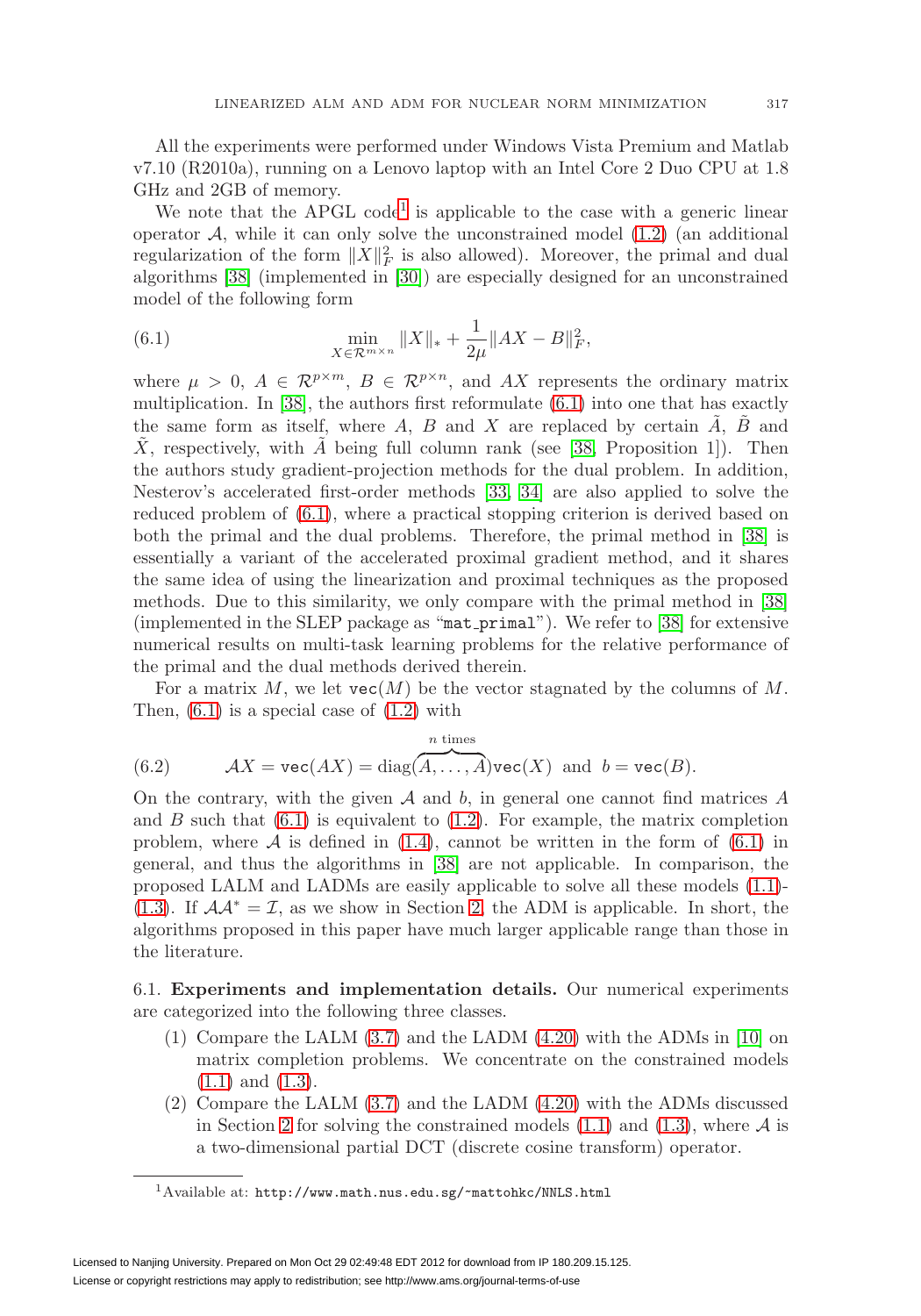All the experiments were performed under Windows Vista Premium and Matlab v7.10 (R2010a), running on a Lenovo laptop with an Intel Core 2 Duo CPU at 1.8 GHz and 2GB of memory.

We note that the APGL code[1] is applicable to the case with a generic linear operator $\mathcal{A}$, while it can only solve the unconstrained model (1.2) (an additional regularization of the form $\|X\|_F^2$ is also allowed). Moreover, the primal and dual algorithms [38] (implemented in [30]) are especially designed for an unconstrained model of the following form

$$\min_{X \in \mathcal{R}^{m \times n}} \|X\|_* + \frac{1}{2\mu}\|AX - B\|_F^2, \tag{6.1}$$

where $\mu > 0$, $A \in \mathcal{R}^{p \times m}$, $B \in \mathcal{R}^{p \times n}$, and $AX$ represents the ordinary matrix multiplication. In [38], the authors first reformulate (6.1) into one that has exactly the same form as itself, where $A$, $B$ and $X$ are replaced by certain $\tilde{A}$, $\tilde{B}$ and $\tilde{X}$, respectively, with $\tilde{A}$ being full column rank (see [38, Proposition 1]). Then the authors study gradient-projection methods for the dual problem. In addition, Nesterov's accelerated first-order methods [33, 34] are also applied to solve the reduced problem of (6.1), where a practical stopping criterion is derived based on both the primal and the dual problems. Therefore, the primal method in [38] is essentially a variant of the accelerated proximal gradient method, and it shares the same idea of using the linearization and proximal techniques as the proposed methods. Due to this similarity, we only compare with the primal method in [38] (implemented in the SLEP package as "`mat_primal`"). We refer to [38] for extensive numerical results on multi-task learning problems for the relative performance of the primal and the dual methods derived therein.

For a matrix $M$, we let $\mathtt{vec}(M)$ be the vector stagnated by the columns of $M$. Then, (6.1) is a special case of (1.2) with

$$\mathcal{A}X = \mathtt{vec}(AX) = \mathrm{diag}(\overbrace{A, \ldots, A}^{n \text{ times}})\mathtt{vec}(X) \text{ and } b = \mathtt{vec}(B). \tag{6.2}$$

On the contrary, with the given $\mathcal{A}$ and $b$, in general one cannot find matrices $A$ and $B$ such that (6.1) is equivalent to (1.2). For example, the matrix completion problem, where $\mathcal{A}$ is defined in (1.4), cannot be written in the form of (6.1) in general, and thus the algorithms in [38] are not applicable. In comparison, the proposed LALM and LADMs are easily applicable to solve all these models (1.1)-(1.3). If $\mathcal{A}\mathcal{A}^* = \mathcal{I}$, as we show in Section 2, the ADM is applicable. In short, the algorithms proposed in this paper have much larger applicable range than those in the literature.

6.1. **Experiments and implementation details.** Our numerical experiments are categorized into the following three classes.

1. Compare the LALM (3.7) and the LADM (4.20) with the ADMs in [10] on matrix completion problems. We concentrate on the constrained models (1.1) and (1.3).
2. Compare the LALM (3.7) and the LADM (4.20) with the ADMs discussed in Section 2 for solving the constrained models (1.1) and (1.3), where $\mathcal{A}$ is a two-dimensional partial DCT (discrete cosine transform) operator.

[1] Available at: `http://www.math.nus.edu.sg/~mattohkc/NNLS.html`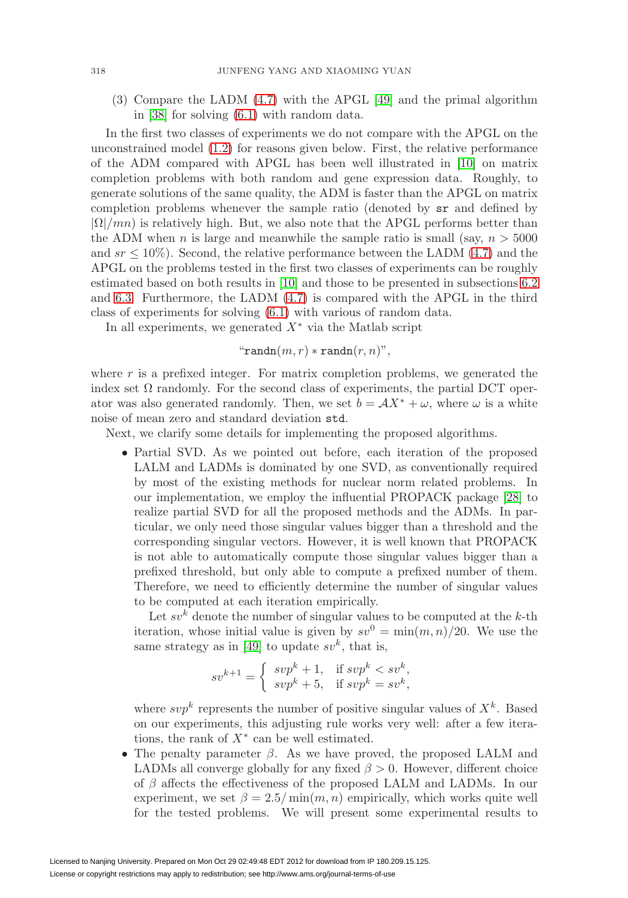(3) Compare the LADM (4.7) with the APGL [49] and the primal algorithm in [38] for solving (6.1) with random data.

In the first two classes of experiments we do not compare with the APGL on the unconstrained model (1.2) for reasons given below. First, the relative performance of the ADM compared with APGL has been well illustrated in [10] on matrix completion problems with both random and gene expression data. Roughly, to generate solutions of the same quality, the ADM is faster than the APGL on matrix completion problems whenever the sample ratio (denoted by `sr` and defined by $|\Omega|/mn$) is relatively high. But, we also note that the APGL performs better than the ADM when $n$ is large and meanwhile the sample ratio is small (say, $n > 5000$ and $sr \leq 10\%$). Second, the relative performance between the LADM (4.7) and the APGL on the problems tested in the first two classes of experiments can be roughly estimated based on both results in [10] and those to be presented in subsections 6.2 and 6.3. Furthermore, the LADM (4.7) is compared with the APGL in the third class of experiments for solving (6.1) with various of random data.

In all experiments, we generated $X^*$ via the Matlab script

$$\text{"}\texttt{randn}(m, r) * \texttt{randn}(r, n)\text{"},$$

where $r$ is a prefixed integer. For matrix completion problems, we generated the index set $\Omega$ randomly. For the second class of experiments, the partial DCT operator was also generated randomly. Then, we set $b = \mathcal{A}X^* + \omega$, where $\omega$ is a white noise of mean zero and standard deviation `std`.

Next, we clarify some details for implementing the proposed algorithms.

- Partial SVD. As we pointed out before, each iteration of the proposed LALM and LADMs is dominated by one SVD, as conventionally required by most of the existing methods for nuclear norm related problems. In our implementation, we employ the influential PROPACK package [28] to realize partial SVD for all the proposed methods and the ADMs. In particular, we only need those singular values bigger than a threshold and the corresponding singular vectors. However, it is well known that PROPACK is not able to automatically compute those singular values bigger than a prefixed threshold, but only able to compute a prefixed number of them. Therefore, we need to efficiently determine the number of singular values to be computed at each iteration empirically.

  Let $sv^k$ denote the number of singular values to be computed at the $k$-th iteration, whose initial value is given by $sv^0 = \min(m, n)/20$. We use the same strategy as in [49] to update $sv^k$, that is,

  $$sv^{k+1} = \begin{cases} svp^k + 1, & \text{if } svp^k < sv^k, \\ svp^k + 5, & \text{if } svp^k = sv^k, \end{cases}$$

  where $svp^k$ represents the number of positive singular values of $X^k$. Based on our experiments, this adjusting rule works very well: after a few iterations, the rank of $X^*$ can be well estimated.

- The penalty parameter $\beta$. As we have proved, the proposed LALM and LADMs all converge globally for any fixed $\beta > 0$. However, different choice of $\beta$ affects the effectiveness of the proposed LALM and LADMs. In our experiment, we set $\beta = 2.5/\min(m, n)$ empirically, which works quite well for the tested problems. We will present some experimental results to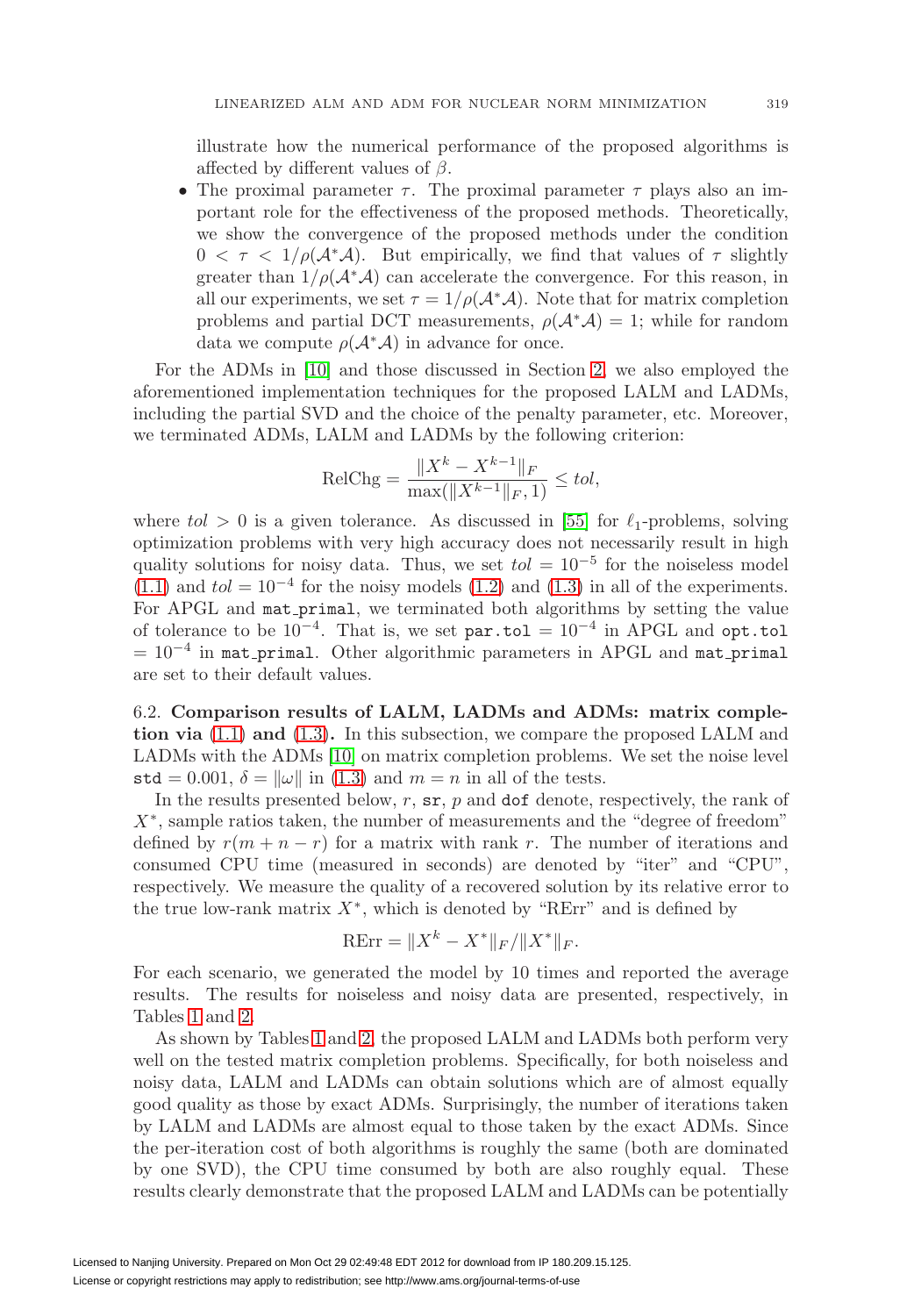illustrate how the numerical performance of the proposed algorithms is affected by different values of $\beta$.

- The proximal parameter $\tau$. The proximal parameter $\tau$ plays also an important role for the effectiveness of the proposed methods. Theoretically, we show the convergence of the proposed methods under the condition $0 < \tau < 1/\rho(\mathcal{A}^*\mathcal{A})$. But empirically, we find that values of $\tau$ slightly greater than $1/\rho(\mathcal{A}^*\mathcal{A})$ can accelerate the convergence. For this reason, in all our experiments, we set $\tau = 1/\rho(\mathcal{A}^*\mathcal{A})$. Note that for matrix completion problems and partial DCT measurements, $\rho(\mathcal{A}^*\mathcal{A}) = 1$; while for random data we compute $\rho(\mathcal{A}^*\mathcal{A})$ in advance for once.

For the ADMs in [10] and those discussed in Section 2, we also employed the aforementioned implementation techniques for the proposed LALM and LADMs, including the partial SVD and the choice of the penalty parameter, etc. Moreover, we terminated ADMs, LALM and LADMs by the following criterion:

$$\text{RelChg} = \frac{\|X^k - X^{k-1}\|_F}{\max(\|X^{k-1}\|_F, 1)} \leq tol,$$

where $tol > 0$ is a given tolerance. As discussed in [55] for $\ell_1$-problems, solving optimization problems with very high accuracy does not necessarily result in high quality solutions for noisy data. Thus, we set $tol = 10^{-5}$ for the noiseless model (1.1) and $tol = 10^{-4}$ for the noisy models (1.2) and (1.3) in all of the experiments. For APGL and `mat_primal`, we terminated both algorithms by setting the value of tolerance to be $10^{-4}$. That is, we set `par.tol` $= 10^{-4}$ in APGL and `opt.tol` $= 10^{-4}$ in `mat_primal`. Other algorithmic parameters in APGL and `mat_primal` are set to their default values.

6.2. **Comparison results of LALM, LADMs and ADMs: matrix completion via (1.1) and (1.3).** In this subsection, we compare the proposed LALM and LADMs with the ADMs [10] on matrix completion problems. We set the noise level `std` $= 0.001$, $\delta = \|\omega\|$ in (1.3) and $m = n$ in all of the tests.

In the results presented below, $r$, `sr`, $p$ and `dof` denote, respectively, the rank of $X^*$, sample ratios taken, the number of measurements and the "degree of freedom" defined by $r(m + n - r)$ for a matrix with rank $r$. The number of iterations and consumed CPU time (measured in seconds) are denoted by "iter" and "CPU", respectively. We measure the quality of a recovered solution by its relative error to the true low-rank matrix $X^*$, which is denoted by "RErr" and is defined by

$$\text{RErr} = \|X^k - X^*\|_F / \|X^*\|_F.$$

For each scenario, we generated the model by 10 times and reported the average results. The results for noiseless and noisy data are presented, respectively, in Tables 1 and 2.

As shown by Tables 1 and 2, the proposed LALM and LADMs both perform very well on the tested matrix completion problems. Specifically, for both noiseless and noisy data, LALM and LADMs can obtain solutions which are of almost equally good quality as those by exact ADMs. Surprisingly, the number of iterations taken by LALM and LADMs are almost equal to those taken by the exact ADMs. Since the per-iteration cost of both algorithms is roughly the same (both are dominated by one SVD), the CPU time consumed by both are also roughly equal. These results clearly demonstrate that the proposed LALM and LADMs can be potentially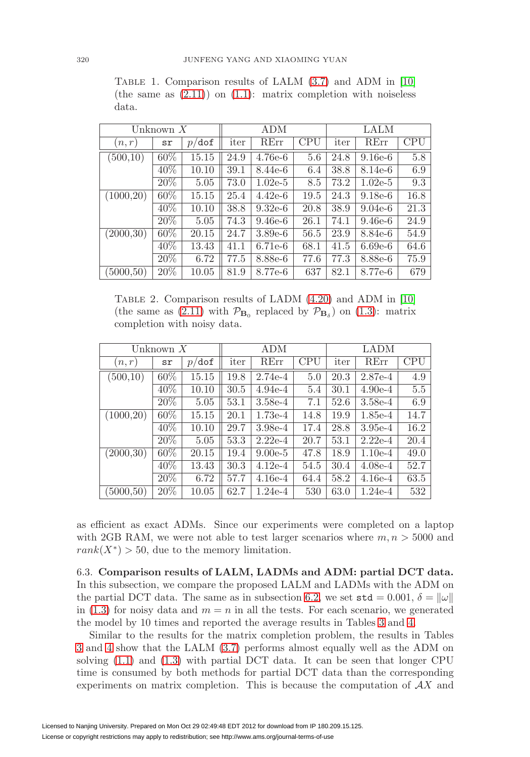Table 1. Comparison results of LALM (3.7) and ADM in [10] (the same as (2.11)) on (1.1): matrix completion with noiseless data.

| Unknown $X$ | | | ADM | | | LALM | | |
|---|---|---|---|---|---|---|---|---|
| $(n,r)$ | sr | $p$/dof | iter | RErr | CPU | iter | RErr | CPU |
| (500,10) | 60% | 15.15 | 24.9 | 4.76e-6 | 5.6 | 24.8 | 9.16e-6 | 5.8 |
| | 40% | 10.10 | 39.1 | 8.44e-6 | 6.4 | 38.8 | 8.14e-6 | 6.9 |
| | 20% | 5.05 | 73.0 | 1.02e-5 | 8.5 | 73.2 | 1.02e-5 | 9.3 |
| (1000,20) | 60% | 15.15 | 25.4 | 4.42e-6 | 19.5 | 24.3 | 9.18e-6 | 16.8 |
| | 40% | 10.10 | 38.8 | 9.32e-6 | 20.8 | 38.9 | 9.04e-6 | 21.3 |
| | 20% | 5.05 | 74.3 | 9.46e-6 | 26.1 | 74.1 | 9.46e-6 | 24.9 |
| (2000,30) | 60% | 20.15 | 24.7 | 3.89e-6 | 56.5 | 23.9 | 8.84e-6 | 54.9 |
| | 40% | 13.43 | 41.1 | 6.71e-6 | 68.1 | 41.5 | 6.69e-6 | 64.6 |
| | 20% | 6.72 | 77.5 | 8.88e-6 | 77.6 | 77.3 | 8.88e-6 | 75.9 |
| (5000,50) | 20% | 10.05 | 81.9 | 8.77e-6 | 637 | 82.1 | 8.77e-6 | 679 |

Table 2. Comparison results of LADM (4.20) and ADM in [10] (the same as (2.11) with $\mathcal{P}_{\mathbf{B}_0}$ replaced by $\mathcal{P}_{\mathbf{B}_\delta}$) on (1.3): matrix completion with noisy data.

| Unknown $X$ | | | ADM | | | LADM | | |
|---|---|---|---|---|---|---|---|---|
| $(n,r)$ | sr | $p$/dof | iter | RErr | CPU | iter | RErr | CPU |
| (500,10) | 60% | 15.15 | 19.8 | 2.74e-4 | 5.0 | 20.3 | 2.87e-4 | 4.9 |
| | 40% | 10.10 | 30.5 | 4.94e-4 | 5.4 | 30.1 | 4.90e-4 | 5.5 |
| | 20% | 5.05 | 53.1 | 3.58e-4 | 7.1 | 52.6 | 3.58e-4 | 6.9 |
| (1000,20) | 60% | 15.15 | 20.1 | 1.73e-4 | 14.8 | 19.9 | 1.85e-4 | 14.7 |
| | 40% | 10.10 | 29.7 | 3.98e-4 | 17.4 | 28.8 | 3.95e-4 | 16.2 |
| | 20% | 5.05 | 53.3 | 2.22e-4 | 20.7 | 53.1 | 2.22e-4 | 20.4 |
| (2000,30) | 60% | 20.15 | 19.4 | 9.00e-5 | 47.8 | 18.9 | 1.10e-4 | 49.0 |
| | 40% | 13.43 | 30.3 | 4.12e-4 | 54.5 | 30.4 | 4.08e-4 | 52.7 |
| | 20% | 6.72 | 57.7 | 4.16e-4 | 64.4 | 58.2 | 4.16e-4 | 63.5 |
| (5000,50) | 20% | 10.05 | 62.7 | 1.24e-4 | 530 | 63.0 | 1.24e-4 | 532 |

as efficient as exact ADMs. Since our experiments were completed on a laptop with 2GB RAM, we were not able to test larger scenarios where $m, n > 5000$ and $rank(X^*) > 50$, due to the memory limitation.

6.3. **Comparison results of LALM, LADMs and ADM: partial DCT data.** In this subsection, we compare the proposed LALM and LADMs with the ADM on the partial DCT data. The same as in subsection 6.2, we set `std` $= 0.001$, $\delta = \|\omega\|$ in (1.3) for noisy data and $m = n$ in all the tests. For each scenario, we generated the model by 10 times and reported the average results in Tables 3 and 4.

Similar to the results for the matrix completion problem, the results in Tables 3 and 4 show that the LALM (3.7) performs almost equally well as the ADM on solving (1.1) and (1.3) with partial DCT data. It can be seen that longer CPU time is consumed by both methods for partial DCT data than the corresponding experiments on matrix completion. This is because the computation of $\mathcal{A}X$ and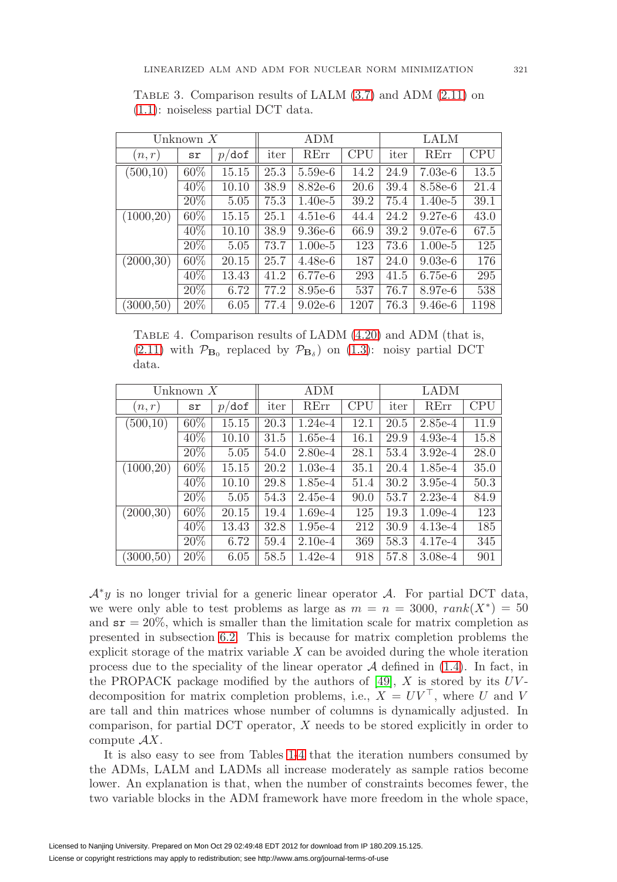Table 3. Comparison results of LALM (3.7) and ADM (2.11) on (1.1): noiseless partial DCT data.

| Unknown $X$ | | | ADM | | | LALM | | |
|---|---|---|---|---|---|---|---|---|
| $(n, r)$ | sr | $p$/dof | iter | RErr | CPU | iter | RErr | CPU |
| (500,10) | 60% | 15.15 | 25.3 | 5.59e-6 | 14.2 | 24.9 | 7.03e-6 | 13.5 |
| | 40% | 10.10 | 38.9 | 8.82e-6 | 20.6 | 39.4 | 8.58e-6 | 21.4 |
| | 20% | 5.05 | 75.3 | 1.40e-5 | 39.2 | 75.4 | 1.40e-5 | 39.1 |
| (1000,20) | 60% | 15.15 | 25.1 | 4.51e-6 | 44.4 | 24.2 | 9.27e-6 | 43.0 |
| | 40% | 10.10 | 38.9 | 9.36e-6 | 66.9 | 39.2 | 9.07e-6 | 67.5 |
| | 20% | 5.05 | 73.7 | 1.00e-5 | 123 | 73.6 | 1.00e-5 | 125 |
| (2000,30) | 60% | 20.15 | 25.7 | 4.48e-6 | 187 | 24.0 | 9.03e-6 | 176 |
| | 40% | 13.43 | 41.2 | 6.77e-6 | 293 | 41.5 | 6.75e-6 | 295 |
| | 20% | 6.72 | 77.2 | 8.95e-6 | 537 | 76.7 | 8.97e-6 | 538 |
| (3000,50) | 20% | 6.05 | 77.4 | 9.02e-6 | 1207 | 76.3 | 9.46e-6 | 1198 |

Table 4. Comparison results of LADM (4.20) and ADM (that is, (2.11) with $\mathcal{P}_{\mathbf{B}_0}$ replaced by $\mathcal{P}_{\mathbf{B}_\delta}$) on (1.3): noisy partial DCT data.

| Unknown $X$ | | | ADM | | | LADM | | |
|---|---|---|---|---|---|---|---|---|
| $(n, r)$ | sr | $p$/dof | iter | RErr | CPU | iter | RErr | CPU |
| (500,10) | 60% | 15.15 | 20.3 | 1.24e-4 | 12.1 | 20.5 | 2.85e-4 | 11.9 |
| | 40% | 10.10 | 31.5 | 1.65e-4 | 16.1 | 29.9 | 4.93e-4 | 15.8 |
| | 20% | 5.05 | 54.0 | 2.80e-4 | 28.1 | 53.4 | 3.92e-4 | 28.0 |
| (1000,20) | 60% | 15.15 | 20.2 | 1.03e-4 | 35.1 | 20.4 | 1.85e-4 | 35.0 |
| | 40% | 10.10 | 29.8 | 1.85e-4 | 51.4 | 30.2 | 3.95e-4 | 50.3 |
| | 20% | 5.05 | 54.3 | 2.45e-4 | 90.0 | 53.7 | 2.23e-4 | 84.9 |
| (2000,30) | 60% | 20.15 | 19.4 | 1.69e-4 | 125 | 19.3 | 1.09e-4 | 123 |
| | 40% | 13.43 | 32.8 | 1.95e-4 | 212 | 30.9 | 4.13e-4 | 185 |
| | 20% | 6.72 | 59.4 | 2.10e-4 | 369 | 58.3 | 4.17e-4 | 345 |
| (3000,50) | 20% | 6.05 | 58.5 | 1.42e-4 | 918 | 57.8 | 3.08e-4 | 901 |

$\mathcal{A}^*y$ is no longer trivial for a generic linear operator $\mathcal{A}$. For partial DCT data, we were only able to test problems as large as $m = n = 3000$, $rank(X^*) = 50$ and $\texttt{sr} = 20\%$, which is smaller than the limitation scale for matrix completion as presented in subsection 6.2. This is because for matrix completion problems the explicit storage of the matrix variable $X$ can be avoided during the whole iteration process due to the speciality of the linear operator $\mathcal{A}$ defined in (1.4). In fact, in the PROPACK package modified by the authors of [49], $X$ is stored by its $UV$-decomposition for matrix completion problems, i.e., $X = UV^\top$, where $U$ and $V$ are tall and thin matrices whose number of columns is dynamically adjusted. In comparison, for partial DCT operator, $X$ needs to be stored explicitly in order to compute $\mathcal{A}X$.

It is also easy to see from Tables 1-4 that the iteration numbers consumed by the ADMs, LALM and LADMs all increase moderately as sample ratios become lower. An explanation is that, when the number of constraints becomes fewer, the two variable blocks in the ADM framework have more freedom in the whole space,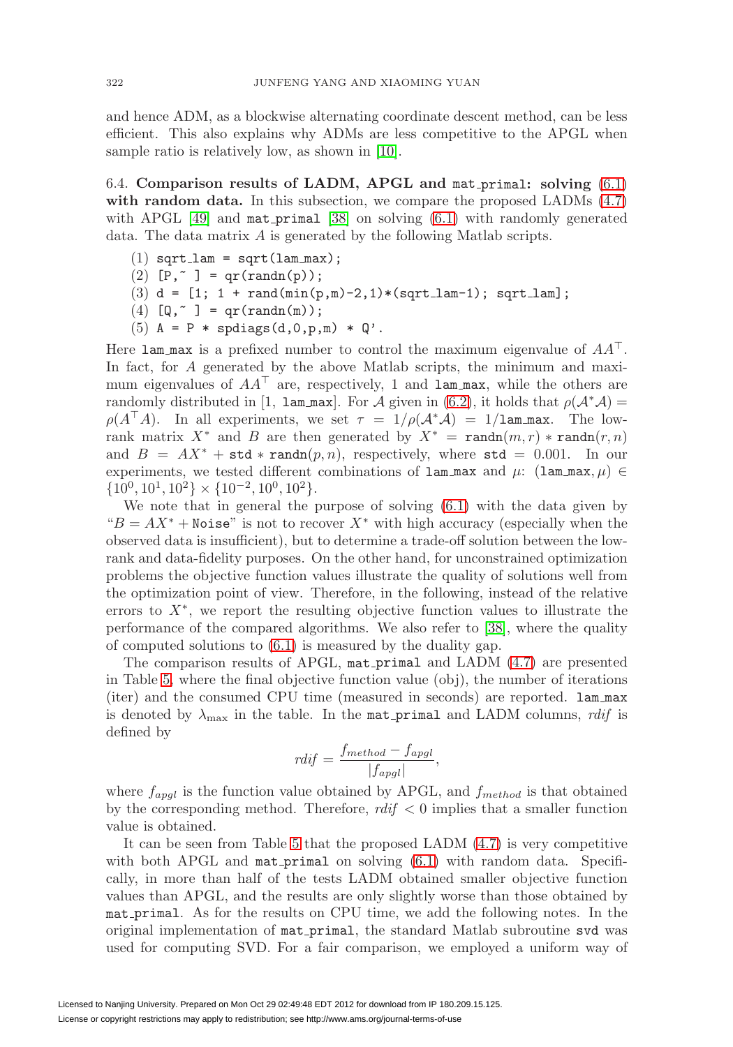and hence ADM, as a blockwise alternating coordinate descent method, can be less efficient. This also explains why ADMs are less competitive to the APGL when sample ratio is relatively low, as shown in [10].

6.4. **Comparison results of LADM, APGL and `mat_primal`: solving (6.1) with random data.** In this subsection, we compare the proposed LADMs (4.7) with APGL [49] and `mat_primal` [38] on solving (6.1) with randomly generated data. The data matrix $A$ is generated by the following Matlab scripts.

```
(1) sqrt_lam = sqrt(lam_max);
(2) [P,~ ] = qr(randn(p));
(3) d = [1; 1 + rand(min(p,m)-2,1)*(sqrt_lam-1); sqrt_lam];
(4) [Q,~ ] = qr(randn(m));
(5) A = P * spdiags(d,0,p,m) * Q'.
```

Here `lam_max` is a prefixed number to control the maximum eigenvalue of $AA^\top$. In fact, for $A$ generated by the above Matlab scripts, the minimum and maximum eigenvalues of $AA^\top$ are, respectively, 1 and `lam_max`, while the others are randomly distributed in [1, `lam_max`]. For $\mathcal{A}$ given in (6.2), it holds that $\rho(\mathcal{A}^*\mathcal{A}) = \rho(A^\top A)$. In all experiments, we set $\tau = 1/\rho(\mathcal{A}^*\mathcal{A}) = 1/\texttt{lam\_max}$. The low-rank matrix $X^*$ and $B$ are then generated by $X^* = \texttt{randn}(m,r) * \texttt{randn}(r,n)$ and $B = AX^* + \texttt{std} * \texttt{randn}(p,n)$, respectively, where $\texttt{std} = 0.001$. In our experiments, we tested different combinations of `lam_max` and $\mu$: $(\texttt{lam\_max}, \mu) \in \{10^0, 10^1, 10^2\} \times \{10^{-2}, 10^0, 10^2\}$.

We note that in general the purpose of solving (6.1) with the data given by "$B = AX^* + \texttt{Noise}$" is not to recover $X^*$ with high accuracy (especially when the observed data is insufficient), but to determine a trade-off solution between the low-rank and data-fidelity purposes. On the other hand, for unconstrained optimization problems the objective function values illustrate the quality of solutions well from the optimization point of view. Therefore, in the following, instead of the relative errors to $X^*$, we report the resulting objective function values to illustrate the performance of the compared algorithms. We also refer to [38], where the quality of computed solutions to (6.1) is measured by the duality gap.

The comparison results of APGL, `mat_primal` and LADM (4.7) are presented in Table 5, where the final objective function value (obj), the number of iterations (iter) and the consumed CPU time (measured in seconds) are reported. `lam_max` is denoted by $\lambda_{\max}$ in the table. In the `mat_primal` and LADM columns, *rdif* is defined by

$$rdif = \frac{f_{method} - f_{apgl}}{|f_{apgl}|},$$

where $f_{apgl}$ is the function value obtained by APGL, and $f_{method}$ is that obtained by the corresponding method. Therefore, *rdif* $< 0$ implies that a smaller function value is obtained.

It can be seen from Table 5 that the proposed LADM (4.7) is very competitive with both APGL and `mat_primal` on solving (6.1) with random data. Specifically, in more than half of the tests LADM obtained smaller objective function values than APGL, and the results are only slightly worse than those obtained by `mat_primal`. As for the results on CPU time, we add the following notes. In the original implementation of `mat_primal`, the standard Matlab subroutine `svd` was used for computing SVD. For a fair comparison, we employed a uniform way of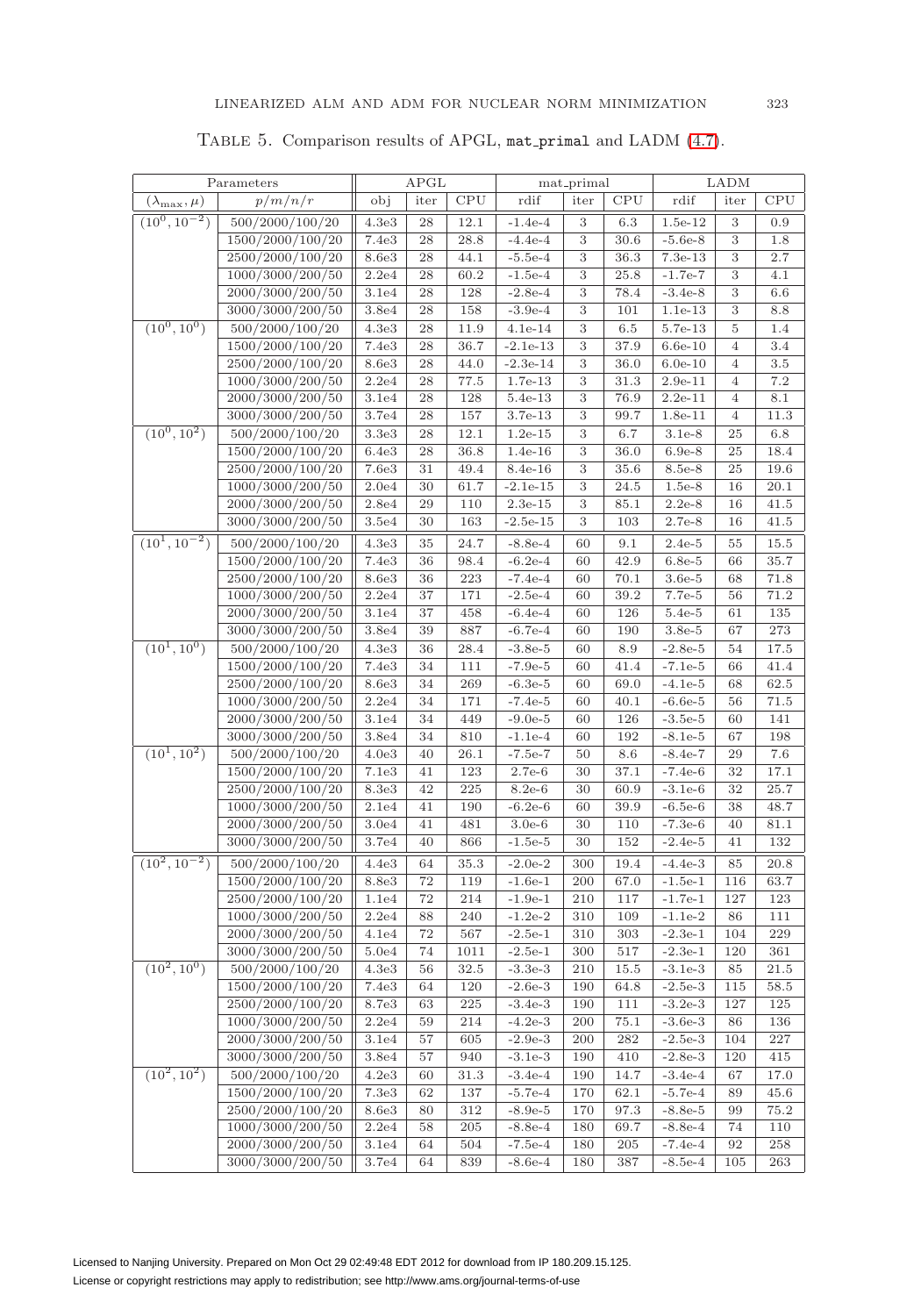TABLE 5. Comparison results of APGL, mat_primal and LADM (4.7).

| Parameters | | APGL | | | mat_primal | | | LADM | | |
|---|---|---|---|---|---|---|---|---|---|---|
| $(\lambda_{\max}, \mu)$ | $p/m/n/r$ | obj | iter | CPU | rdif | iter | CPU | rdif | iter | CPU |
| $(10^0, 10^{-2})$ | 500/2000/100/20 | 4.3e3 | 28 | 12.1 | -1.4e-4 | 3 | 6.3 | 1.5e-12 | 3 | 0.9 |
| | 1500/2000/100/20 | 7.4e3 | 28 | 28.8 | -4.4e-4 | 3 | 30.6 | -5.6e-8 | 3 | 1.8 |
| | 2500/2000/100/20 | 8.6e3 | 28 | 44.1 | -5.5e-4 | 3 | 36.3 | 7.3e-13 | 3 | 2.7 |
| | 1000/3000/200/50 | 2.2e4 | 28 | 60.2 | -1.5e-4 | 3 | 25.8 | -1.7e-7 | 3 | 4.1 |
| | 2000/3000/200/50 | 3.1e4 | 28 | 128 | -2.8e-4 | 3 | 78.4 | -3.4e-8 | 3 | 6.6 |
| | 3000/3000/200/50 | 3.8e4 | 28 | 158 | -3.9e-4 | 3 | 101 | 1.1e-13 | 3 | 8.8 |
| $(10^0, 10^0)$ | 500/2000/100/20 | 4.3e3 | 28 | 11.9 | 4.1e-14 | 3 | 6.5 | 5.7e-13 | 5 | 1.4 |
| | 1500/2000/100/20 | 7.4e3 | 28 | 36.7 | -2.1e-13 | 3 | 37.9 | 6.6e-10 | 4 | 3.4 |
| | 2500/2000/100/20 | 8.6e3 | 28 | 44.0 | -2.3e-14 | 3 | 36.0 | 6.0e-10 | 4 | 3.5 |
| | 1000/3000/200/50 | 2.2e4 | 28 | 77.5 | 1.7e-13 | 3 | 31.3 | 2.9e-11 | 4 | 7.2 |
| | 2000/3000/200/50 | 3.1e4 | 28 | 128 | 5.4e-13 | 3 | 76.9 | 2.2e-11 | 4 | 8.1 |
| | 3000/3000/200/50 | 3.7e4 | 28 | 157 | 3.7e-13 | 3 | 99.7 | 1.8e-11 | 4 | 11.3 |
| $(10^0, 10^2)$ | 500/2000/100/20 | 3.3e3 | 28 | 12.1 | 1.2e-15 | 3 | 6.7 | 3.1e-8 | 25 | 6.8 |
| | 1500/2000/100/20 | 6.4e3 | 28 | 36.8 | 1.4e-16 | 3 | 36.0 | 6.9e-8 | 25 | 18.4 |
| | 2500/2000/100/20 | 7.6e3 | 31 | 49.4 | 8.4e-16 | 3 | 35.6 | 8.5e-8 | 25 | 19.6 |
| | 1000/3000/200/50 | 2.0e4 | 30 | 61.7 | -2.1e-15 | 3 | 24.5 | 1.5e-8 | 16 | 20.1 |
| | 2000/3000/200/50 | 2.8e4 | 29 | 110 | 2.3e-15 | 3 | 85.1 | 2.2e-8 | 16 | 41.5 |
| | 3000/3000/200/50 | 3.5e4 | 30 | 163 | -2.5e-15 | 3 | 103 | 2.7e-8 | 16 | 41.5 |
| $(10^1, 10^{-2})$ | 500/2000/100/20 | 4.3e3 | 35 | 24.7 | -8.8e-4 | 60 | 9.1 | 2.4e-5 | 55 | 15.5 |
| | 1500/2000/100/20 | 7.4e3 | 36 | 98.4 | -6.2e-4 | 60 | 42.9 | 6.8e-5 | 66 | 35.7 |
| | 2500/2000/100/20 | 8.6e3 | 36 | 223 | -7.4e-4 | 60 | 70.1 | 3.6e-5 | 68 | 71.8 |
| | 1000/3000/200/50 | 2.2e4 | 37 | 171 | -2.5e-4 | 60 | 39.2 | 7.7e-5 | 56 | 71.2 |
| | 2000/3000/200/50 | 3.1e4 | 37 | 458 | -6.4e-4 | 60 | 126 | 5.4e-5 | 61 | 135 |
| | 3000/3000/200/50 | 3.8e4 | 39 | 887 | -6.7e-4 | 60 | 190 | 3.8e-5 | 67 | 273 |
| $(10^1, 10^0)$ | 500/2000/100/20 | 4.3e3 | 36 | 28.4 | -3.8e-5 | 60 | 8.9 | -2.8e-5 | 54 | 17.5 |
| | 1500/2000/100/20 | 7.4e3 | 34 | 111 | -7.9e-5 | 60 | 41.4 | -7.1e-5 | 66 | 41.4 |
| | 2500/2000/100/20 | 8.6e3 | 34 | 269 | -6.3e-5 | 60 | 69.0 | -4.1e-5 | 68 | 62.5 |
| | 1000/3000/200/50 | 2.2e4 | 34 | 171 | -7.4e-5 | 60 | 40.1 | -6.6e-5 | 56 | 71.5 |
| | 2000/3000/200/50 | 3.1e4 | 34 | 449 | -9.0e-5 | 60 | 126 | -3.5e-5 | 60 | 141 |
| | 3000/3000/200/50 | 3.8e4 | 34 | 810 | -1.1e-4 | 60 | 192 | -8.1e-5 | 67 | 198 |
| $(10^1, 10^2)$ | 500/2000/100/20 | 4.0e3 | 40 | 26.1 | -7.5e-7 | 50 | 8.6 | -8.4e-7 | 29 | 7.6 |
| | 1500/2000/100/20 | 7.1e3 | 41 | 123 | 2.7e-6 | 30 | 37.1 | -7.4e-6 | 32 | 17.1 |
| | 2500/2000/100/20 | 8.3e3 | 42 | 225 | 8.2e-6 | 30 | 60.9 | -3.1e-6 | 32 | 25.7 |
| | 1000/3000/200/50 | 2.1e4 | 41 | 190 | -6.2e-6 | 60 | 39.9 | -6.5e-6 | 38 | 48.7 |
| | 2000/3000/200/50 | 3.0e4 | 41 | 481 | 3.0e-6 | 30 | 110 | -7.3e-6 | 40 | 81.1 |
| | 3000/3000/200/50 | 3.7e4 | 40 | 866 | -1.5e-5 | 30 | 152 | -2.4e-5 | 41 | 132 |
| $(10^2, 10^{-2})$ | 500/2000/100/20 | 4.4e3 | 64 | 35.3 | -2.0e-2 | 300 | 19.4 | -4.4e-3 | 85 | 20.8 |
| | 1500/2000/100/20 | 8.8e3 | 72 | 119 | -1.6e-1 | 200 | 67.0 | -1.5e-1 | 116 | 63.7 |
| | 2500/2000/100/20 | 1.1e4 | 72 | 214 | -1.9e-1 | 210 | 117 | -1.7e-1 | 127 | 123 |
| | 1000/3000/200/50 | 2.2e4 | 88 | 240 | -1.2e-2 | 310 | 109 | -1.1e-2 | 86 | 111 |
| | 2000/3000/200/50 | 4.1e4 | 72 | 567 | -2.5e-1 | 310 | 303 | -2.3e-1 | 104 | 229 |
| | 3000/3000/200/50 | 5.0e4 | 74 | 1011 | -2.5e-1 | 300 | 517 | -2.3e-1 | 120 | 361 |
| $(10^2, 10^0)$ | 500/2000/100/20 | 4.3e3 | 56 | 32.5 | -3.3e-3 | 210 | 15.5 | -3.1e-3 | 85 | 21.5 |
| | 1500/2000/100/20 | 7.4e3 | 64 | 120 | -2.6e-3 | 190 | 64.8 | -2.5e-3 | 115 | 58.5 |
| | 2500/2000/100/20 | 8.7e3 | 63 | 225 | -3.4e-3 | 190 | 111 | -3.2e-3 | 127 | 125 |
| | 1000/3000/200/50 | 2.2e4 | 59 | 214 | -4.2e-3 | 200 | 75.1 | -3.6e-3 | 86 | 136 |
| | 2000/3000/200/50 | 3.1e4 | 57 | 605 | -2.9e-3 | 200 | 282 | -2.5e-3 | 104 | 227 |
| | 3000/3000/200/50 | 3.8e4 | 57 | 940 | -3.1e-3 | 190 | 410 | -2.8e-3 | 120 | 415 |
| $(10^2, 10^2)$ | 500/2000/100/20 | 4.2e3 | 60 | 31.3 | -3.4e-4 | 190 | 14.7 | -3.4e-4 | 67 | 17.0 |
| | 1500/2000/100/20 | 7.3e3 | 62 | 137 | -5.7e-4 | 170 | 62.1 | -5.7e-4 | 89 | 45.6 |
| | 2500/2000/100/20 | 8.6e3 | 80 | 312 | -8.9e-5 | 170 | 97.3 | -8.8e-5 | 99 | 75.2 |
| | 1000/3000/200/50 | 2.2e4 | 58 | 205 | -8.8e-4 | 180 | 69.7 | -8.8e-4 | 74 | 110 |
| | 2000/3000/200/50 | 3.1e4 | 64 | 504 | -7.5e-4 | 180 | 205 | -7.4e-4 | 92 | 258 |
| | 3000/3000/200/50 | 3.7e4 | 64 | 839 | -8.6e-4 | 180 | 387 | -8.5e-4 | 105 | 263 |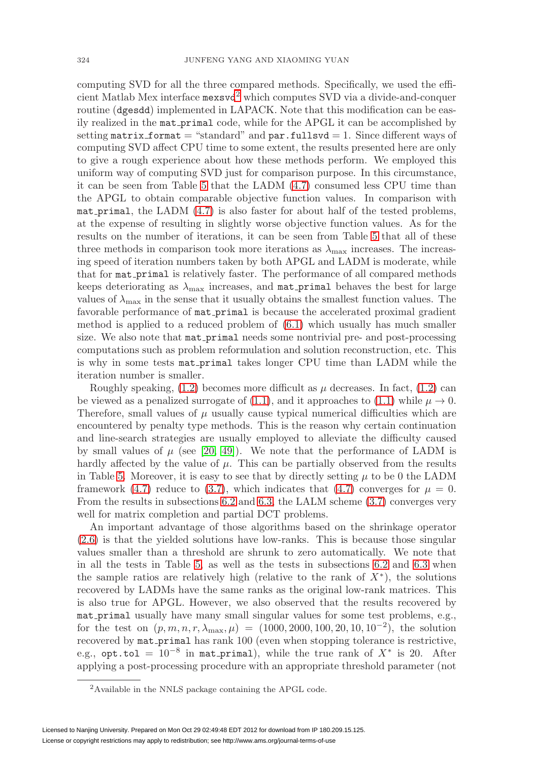computing SVD for all the three compared methods. Specifically, we used the efficient Matlab Mex interface `mexsvd`[2] which computes SVD via a divide-and-conquer routine (`dgesdd`) implemented in LAPACK. Note that this modification can be easily realized in the `mat_primal` code, while for the APGL it can be accomplished by setting `matrix_format` = "standard" and `par.fullsvd` = 1. Since different ways of computing SVD affect CPU time to some extent, the results presented here are only to give a rough experience about how these methods perform. We employed this uniform way of computing SVD just for comparison purpose. In this circumstance, it can be seen from Table 5 that the LADM (4.7) consumed less CPU time than the APGL to obtain comparable objective function values. In comparison with `mat_primal`, the LADM (4.7) is also faster for about half of the tested problems, at the expense of resulting in slightly worse objective function values. As for the results on the number of iterations, it can be seen from Table 5 that all of these three methods in comparison took more iterations as $\lambda_{\max}$ increases. The increasing speed of iteration numbers taken by both APGL and LADM is moderate, while that for `mat_primal` is relatively faster. The performance of all compared methods keeps deteriorating as $\lambda_{\max}$ increases, and `mat_primal` behaves the best for large values of $\lambda_{\max}$ in the sense that it usually obtains the smallest function values. The favorable performance of `mat_primal` is because the accelerated proximal gradient method is applied to a reduced problem of (6.1) which usually has much smaller size. We also note that `mat_primal` needs some nontrivial pre- and post-processing computations such as problem reformulation and solution reconstruction, etc. This is why in some tests `mat_primal` takes longer CPU time than LADM while the iteration number is smaller.

Roughly speaking, (1.2) becomes more difficult as $\mu$ decreases. In fact, (1.2) can be viewed as a penalized surrogate of (1.1), and it approaches to (1.1) while $\mu \to 0$. Therefore, small values of $\mu$ usually cause typical numerical difficulties which are encountered by penalty type methods. This is the reason why certain continuation and line-search strategies are usually employed to alleviate the difficulty caused by small values of $\mu$ (see [20, 49]). We note that the performance of LADM is hardly affected by the value of $\mu$. This can be partially observed from the results in Table 5. Moreover, it is easy to see that by directly setting $\mu$ to be 0 the LADM framework (4.7) reduce to (3.7), which indicates that (4.7) converges for $\mu = 0$. From the results in subsections 6.2 and 6.3, the LALM scheme (3.7) converges very well for matrix completion and partial DCT problems.

An important advantage of those algorithms based on the shrinkage operator (2.6) is that the yielded solutions have low-ranks. This is because those singular values smaller than a threshold are shrunk to zero automatically. We note that in all the tests in Table 5, as well as the tests in subsections 6.2 and 6.3 when the sample ratios are relatively high (relative to the rank of $X^*$), the solutions recovered by LADMs have the same ranks as the original low-rank matrices. This is also true for APGL. However, we also observed that the results recovered by `mat_primal` usually have many small singular values for some test problems, e.g., for the test on $(p, m, n, r, \lambda_{\max}, \mu) = (1000, 2000, 100, 20, 10, 10^{-2})$, the solution recovered by `mat_primal` has rank 100 (even when stopping tolerance is restrictive, e.g., `opt.tol` $= 10^{-8}$ in `mat_primal`), while the true rank of $X^*$ is 20. After applying a post-processing procedure with an appropriate threshold parameter (not

[2] Available in the NNLS package containing the APGL code.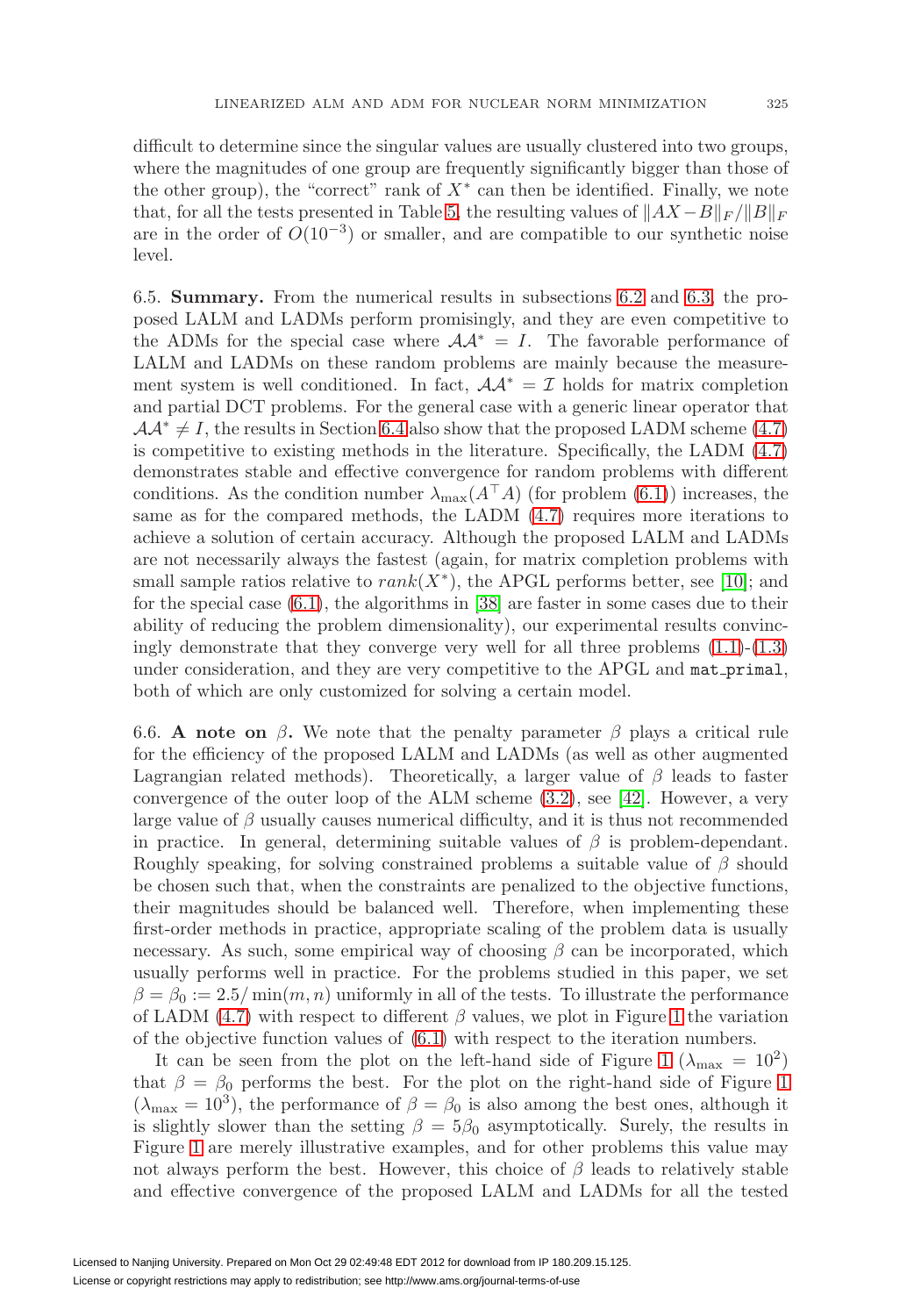difficult to determine since the singular values are usually clustered into two groups, where the magnitudes of one group are frequently significantly bigger than those of the other group), the "correct" rank of $X^*$ can then be identified. Finally, we note that, for all the tests presented in Table 5, the resulting values of $\|AX - B\|_F / \|B\|_F$ are in the order of $O(10^{-3})$ or smaller, and are compatible to our synthetic noise level.

6.5. **Summary.** From the numerical results in subsections 6.2 and 6.3, the proposed LALM and LADMs perform promisingly, and they are even competitive to the ADMs for the special case where $\mathcal{A}\mathcal{A}^* = I$. The favorable performance of LALM and LADMs on these random problems are mainly because the measurement system is well conditioned. In fact, $\mathcal{A}\mathcal{A}^* = \mathcal{I}$ holds for matrix completion and partial DCT problems. For the general case with a generic linear operator that $\mathcal{A}\mathcal{A}^* \neq I$, the results in Section 6.4 also show that the proposed LADM scheme (4.7) is competitive to existing methods in the literature. Specifically, the LADM (4.7) demonstrates stable and effective convergence for random problems with different conditions. As the condition number $\lambda_{\max}(A^\top A)$ (for problem (6.1)) increases, the same as for the compared methods, the LADM (4.7) requires more iterations to achieve a solution of certain accuracy. Although the proposed LALM and LADMs are not necessarily always the fastest (again, for matrix completion problems with small sample ratios relative to $rank(X^*)$, the APGL performs better, see [10]; and for the special case (6.1), the algorithms in [38] are faster in some cases due to their ability of reducing the problem dimensionality), our experimental results convincingly demonstrate that they converge very well for all three problems (1.1)-(1.3) under consideration, and they are very competitive to the APGL and `mat_primal`, both of which are only customized for solving a certain model.

6.6. **A note on** $\beta$**.** We note that the penalty parameter $\beta$ plays a critical rule for the efficiency of the proposed LALM and LADMs (as well as other augmented Lagrangian related methods). Theoretically, a larger value of $\beta$ leads to faster convergence of the outer loop of the ALM scheme (3.2), see [42]. However, a very large value of $\beta$ usually causes numerical difficulty, and it is thus not recommended in practice. In general, determining suitable values of $\beta$ is problem-dependant. Roughly speaking, for solving constrained problems a suitable value of $\beta$ should be chosen such that, when the constraints are penalized to the objective functions, their magnitudes should be balanced well. Therefore, when implementing these first-order methods in practice, appropriate scaling of the problem data is usually necessary. As such, some empirical way of choosing $\beta$ can be incorporated, which usually performs well in practice. For the problems studied in this paper, we set $\beta = \beta_0 := 2.5/\min(m, n)$ uniformly in all of the tests. To illustrate the performance of LADM (4.7) with respect to different $\beta$ values, we plot in Figure 1 the variation of the objective function values of (6.1) with respect to the iteration numbers.

It can be seen from the plot on the left-hand side of Figure 1 ($\lambda_{\max} = 10^2$) that $\beta = \beta_0$ performs the best. For the plot on the right-hand side of Figure 1 ($\lambda_{\max} = 10^3$), the performance of $\beta = \beta_0$ is also among the best ones, although it is slightly slower than the setting $\beta = 5\beta_0$ asymptotically. Surely, the results in Figure 1 are merely illustrative examples, and for other problems this value may not always perform the best. However, this choice of $\beta$ leads to relatively stable and effective convergence of the proposed LALM and LADMs for all the tested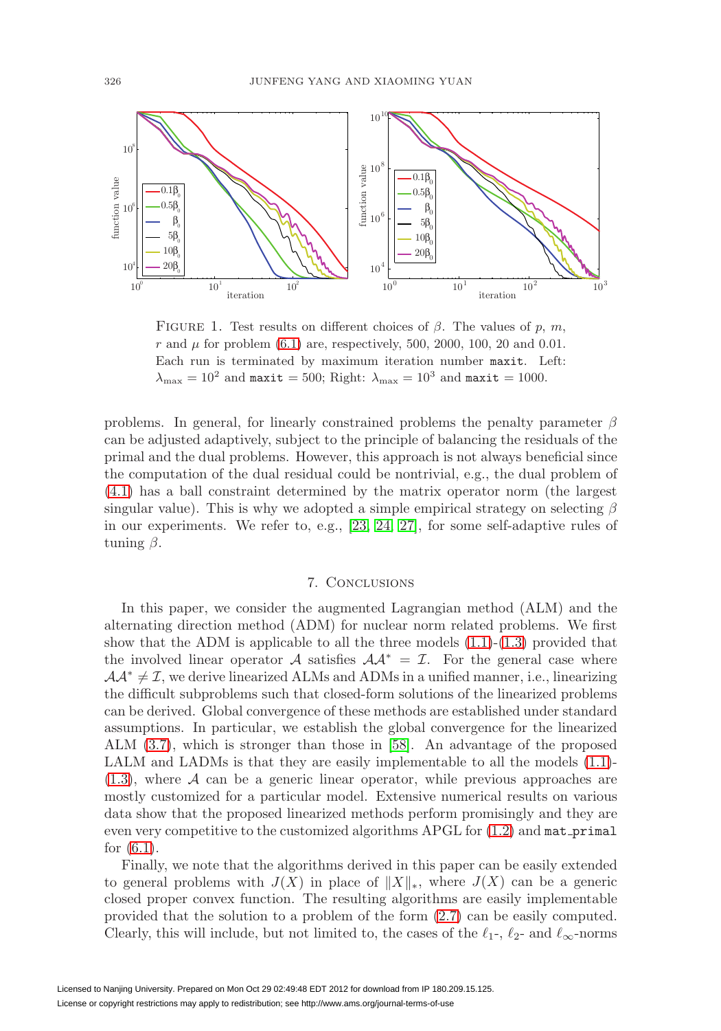FIGURE 1. Test results on different choices of $\beta$. The values of $p$, $m$, $r$ and $\mu$ for problem (6.1) are, respectively, 500, 2000, 100, 20 and 0.01. Each run is terminated by maximum iteration number `maxit`. Left: $\lambda_{\max} = 10^2$ and `maxit` $= 500$; Right: $\lambda_{\max} = 10^3$ and `maxit` $= 1000$.

problems. In general, for linearly constrained problems the penalty parameter $\beta$ can be adjusted adaptively, subject to the principle of balancing the residuals of the primal and the dual problems. However, this approach is not always beneficial since the computation of the dual residual could be nontrivial, e.g., the dual problem of (4.1) has a ball constraint determined by the matrix operator norm (the largest singular value). This is why we adopted a simple empirical strategy on selecting $\beta$ in our experiments. We refer to, e.g., [23, 24, 27], for some self-adaptive rules of tuning $\beta$.

## 7. Conclusions

In this paper, we consider the augmented Lagrangian method (ALM) and the alternating direction method (ADM) for nuclear norm related problems. We first show that the ADM is applicable to all the three models (1.1)-(1.3) provided that the involved linear operator $\mathcal{A}$ satisfies $\mathcal{A}\mathcal{A}^* = \mathcal{I}$. For the general case where $\mathcal{A}\mathcal{A}^* \neq \mathcal{I}$, we derive linearized ALMs and ADMs in a unified manner, i.e., linearizing the difficult subproblems such that closed-form solutions of the linearized problems can be derived. Global convergence of these methods are established under standard assumptions. In particular, we establish the global convergence for the linearized ALM (3.7), which is stronger than those in [58]. An advantage of the proposed LALM and LADMs is that they are easily implementable to all the models (1.1)-(1.3), where $\mathcal{A}$ can be a generic linear operator, while previous approaches are mostly customized for a particular model. Extensive numerical results on various data show that the proposed linearized methods perform promisingly and they are even very competitive to the customized algorithms APGL for (1.2) and `mat_primal` for (6.1).

Finally, we note that the algorithms derived in this paper can be easily extended to general problems with $J(X)$ in place of $\|X\|_*$, where $J(X)$ can be a generic closed proper convex function. The resulting algorithms are easily implementable provided that the solution to a problem of the form (2.7) can be easily computed. Clearly, this will include, but not limited to, the cases of the $\ell_1$-, $\ell_2$- and $\ell_\infty$-norms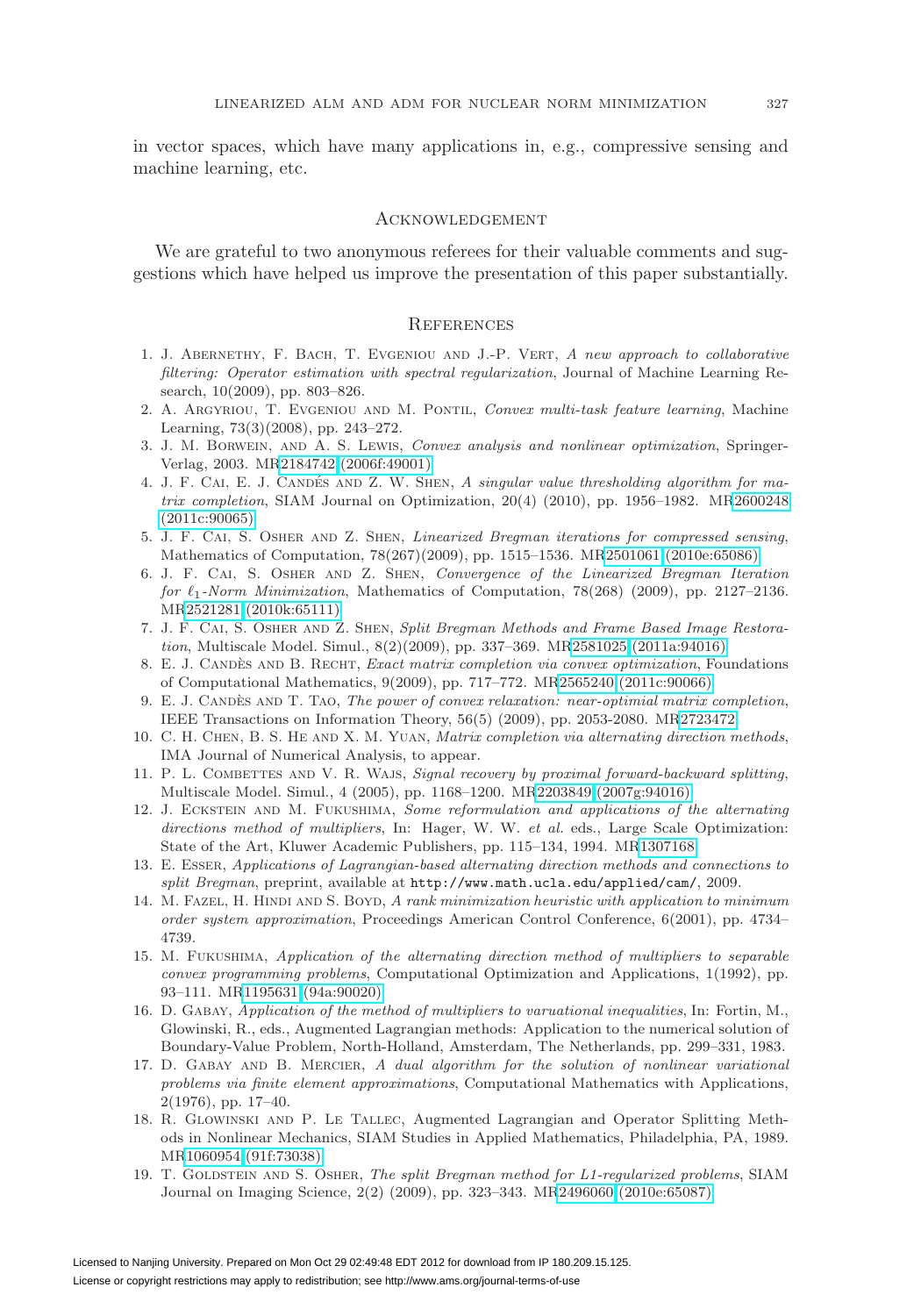in vector spaces, which have many applications in, e.g., compressive sensing and machine learning, etc.

## Acknowledgement

We are grateful to two anonymous referees for their valuable comments and suggestions which have helped us improve the presentation of this paper substantially.

## References

1. J. Abernethy, F. Bach, T. Evgeniou and J.-P. Vert, *A new approach to collaborative filtering: Operator estimation with spectral regularization*, Journal of Machine Learning Research, 10(2009), pp. 803–826.
2. A. Argyriou, T. Evgeniou and M. Pontil, *Convex multi-task feature learning*, Machine Learning, 73(3)(2008), pp. 243–272.
3. J. M. Borwein, and A. S. Lewis, *Convex analysis and nonlinear optimization*, Springer-Verlag, 2003. MR2184742 (2006f:49001)
4. J. F. Cai, E. J. Candés and Z. W. Shen, *A singular value thresholding algorithm for matrix completion*, SIAM Journal on Optimization, 20(4) (2010), pp. 1956–1982. MR2600248 (2011c:90065)
5. J. F. Cai, S. Osher and Z. Shen, *Linearized Bregman iterations for compressed sensing*, Mathematics of Computation, 78(267)(2009), pp. 1515–1536. MR2501061 (2010e:65086)
6. J. F. Cai, S. Osher and Z. Shen, *Convergence of the Linearized Bregman Iteration for $\ell_1$-Norm Minimization*, Mathematics of Computation, 78(268) (2009), pp. 2127–2136. MR2521281 (2010k:65111)
7. J. F. Cai, S. Osher and Z. Shen, *Split Bregman Methods and Frame Based Image Restoration*, Multiscale Model. Simul., 8(2)(2009), pp. 337–369. MR2581025 (2011a:94016)
8. E. J. Candès and B. Recht, *Exact matrix completion via convex optimization*, Foundations of Computational Mathematics, 9(2009), pp. 717–772. MR2565240 (2011c:90066)
9. E. J. Candès and T. Tao, *The power of convex relaxation: near-optimial matrix completion*, IEEE Transactions on Information Theory, 56(5) (2009), pp. 2053-2080. MR2723472
10. C. H. Chen, B. S. He and X. M. Yuan, *Matrix completion via alternating direction methods*, IMA Journal of Numerical Analysis, to appear.
11. P. L. Combettes and V. R. Wajs, *Signal recovery by proximal forward-backward splitting*, Multiscale Model. Simul., 4 (2005), pp. 1168–1200. MR2203849 (2007g:94016)
12. J. Eckstein and M. Fukushima, *Some reformulation and applications of the alternating directions method of multipliers*, In: Hager, W. W. *et al.* eds., Large Scale Optimization: State of the Art, Kluwer Academic Publishers, pp. 115–134, 1994. MR1307168
13. E. Esser, *Applications of Lagrangian-based alternating direction methods and connections to split Bregman*, preprint, available at `http://www.math.ucla.edu/applied/cam/`, 2009.
14. M. Fazel, H. Hindi and S. Boyd, *A rank minimization heuristic with application to minimum order system approximation*, Proceedings American Control Conference, 6(2001), pp. 4734–4739.
15. M. Fukushima, *Application of the alternating direction method of multipliers to separable convex programming problems*, Computational Optimization and Applications, 1(1992), pp. 93–111. MR1195631 (94a:90020)
16. D. Gabay, *Application of the method of multipliers to varuational inequalities*, In: Fortin, M., Glowinski, R., eds., Augmented Lagrangian methods: Application to the numerical solution of Boundary-Value Problem, North-Holland, Amsterdam, The Netherlands, pp. 299–331, 1983.
17. D. Gabay and B. Mercier, *A dual algorithm for the solution of nonlinear variational problems via finite element approximations*, Computational Mathematics with Applications, 2(1976), pp. 17–40.
18. R. Glowinski and P. Le Tallec, Augmented Lagrangian and Operator Splitting Methods in Nonlinear Mechanics, SIAM Studies in Applied Mathematics, Philadelphia, PA, 1989. MR1060954 (91f:73038)
19. T. Goldstein and S. Osher, *The split Bregman method for L1-regularized problems*, SIAM Journal on Imaging Science, 2(2) (2009), pp. 323–343. MR2496060 (2010e:65087)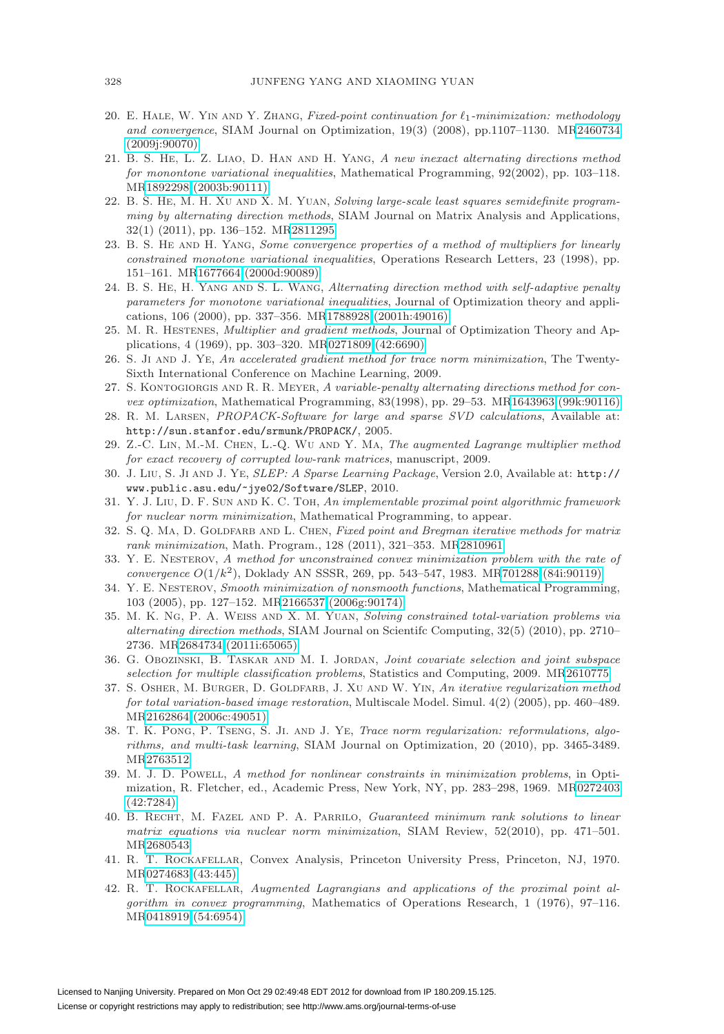20. E. Hale, W. Yin and Y. Zhang, *Fixed-point continuation for $\ell_1$-minimization: methodology and convergence*, SIAM Journal on Optimization, 19(3) (2008), pp.1107–1130. MR2460734 (2009j:90070)
21. B. S. He, L. Z. Liao, D. Han and H. Yang, *A new inexact alternating directions method for monontone variational inequalities*, Mathematical Programming, 92(2002), pp. 103–118. MR1892298 (2003b:90111)
22. B. S. He, M. H. Xu and X. M. Yuan, *Solving large-scale least squares semidefinite programming by alternating direction methods*, SIAM Journal on Matrix Analysis and Applications, 32(1) (2011), pp. 136–152. MR2811295
23. B. S. He and H. Yang, *Some convergence properties of a method of multipliers for linearly constrained monotone variational inequalities*, Operations Research Letters, 23 (1998), pp. 151–161. MR1677664 (2000d:90089)
24. B. S. He, H. Yang and S. L. Wang, *Alternating direction method with self-adaptive penalty parameters for monotone variational inequalities*, Journal of Optimization theory and applications, 106 (2000), pp. 337–356. MR1788928 (2001h:49016)
25. M. R. Hestenes, *Multiplier and gradient methods*, Journal of Optimization Theory and Applications, 4 (1969), pp. 303–320. MR0271809 (42:6690)
26. S. Ji and J. Ye, *An accelerated gradient method for trace norm minimization*, The Twenty-Sixth International Conference on Machine Learning, 2009.
27. S. Kontogiorgis and R. R. Meyer, *A variable-penalty alternating directions method for convex optimization*, Mathematical Programming, 83(1998), pp. 29–53. MR1643963 (99k:90116)
28. R. M. Larsen, *PROPACK-Software for large and sparse SVD calculations*, Available at: `http://sun.stanford.edu/srmunk/PROPACK/`, 2005.
29. Z.-C. Lin, M.-M. Chen, L.-Q. Wu and Y. Ma, *The augmented Lagrange multiplier method for exact recovery of corrupted low-rank matrices*, manuscript, 2009.
30. J. Liu, S. Ji and J. Ye, *SLEP: A Sparse Learning Package*, Version 2.0, Available at: `http://www.public.asu.edu/~jye02/Software/SLEP`, 2010.
31. Y. J. Liu, D. F. Sun and K. C. Toh, *An implementable proximal point algorithmic framework for nuclear norm minimization*, Mathematical Programming, to appear.
32. S. Q. Ma, D. Goldfarb and L. Chen, *Fixed point and Bregman iterative methods for matrix rank minimization*, Math. Program., 128 (2011), 321–353. MR2810961
33. Y. E. Nesterov, *A method for unconstrained convex minimization problem with the rate of convergence $O(1/k^2)$*, Doklady AN SSSR, 269, pp. 543–547, 1983. MR701288 (84i:90119)
34. Y. E. Nesterov, *Smooth minimization of nonsmooth functions*, Mathematical Programming, 103 (2005), pp. 127–152. MR2166537 (2006g:90174)
35. M. K. Ng, P. A. Weiss and X. M. Yuan, *Solving constrained total-variation problems via alternating direction methods*, SIAM Journal on Scientifc Computing, 32(5) (2010), pp. 2710–2736. MR2684734 (2011i:65065)
36. G. Obozinski, B. Taskar and M. I. Jordan, *Joint covariate selection and joint subspace selection for multiple classification problems*, Statistics and Computing, 2009. MR2610775
37. S. Osher, M. Burger, D. Goldfarb, J. Xu and W. Yin, *An iterative regularization method for total variation-based image restoration*, Multiscale Model. Simul. 4(2) (2005), pp. 460–489. MR2162864 (2006c:49051)
38. T. K. Pong, P. Tseng, S. Ji. and J. Ye, *Trace norm regularization: reformulations, algorithms, and multi-task learning*, SIAM Journal on Optimization, 20 (2010), pp. 3465-3489. MR2763512
39. M. J. D. Powell, *A method for nonlinear constraints in minimization problems*, in Optimization, R. Fletcher, ed., Academic Press, New York, NY, pp. 283–298, 1969. MR0272403 (42:7284)
40. B. Recht, M. Fazel and P. A. Parrilo, *Guaranteed minimum rank solutions to linear matrix equations via nuclear norm minimization*, SIAM Review, 52(2010), pp. 471–501. MR2680543
41. R. T. Rockafellar, Convex Analysis, Princeton University Press, Princeton, NJ, 1970. MR0274683 (43:445)
42. R. T. Rockafellar, *Augmented Lagrangians and applications of the proximal point algorithm in convex programming*, Mathematics of Operations Research, 1 (1976), 97–116. MR0418919 (54:6954)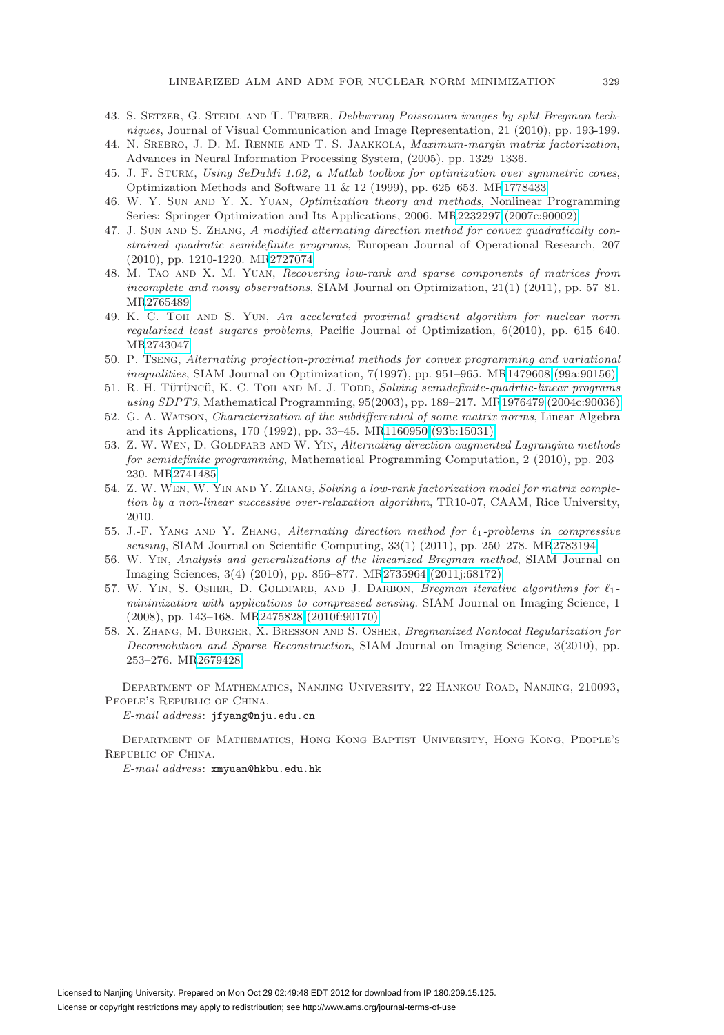43. S. Setzer, G. Steidl and T. Teuber, *Deblurring Poissonian images by split Bregman techniques*, Journal of Visual Communication and Image Representation, 21 (2010), pp. 193-199.
44. N. Srebro, J. D. M. Rennie and T. S. Jaakkola, *Maximum-margin matrix factorization*, Advances in Neural Information Processing System, (2005), pp. 1329–1336.
45. J. F. Sturm, *Using SeDuMi 1.02, a Matlab toolbox for optimization over symmetric cones*, Optimization Methods and Software 11 & 12 (1999), pp. 625–653. MR1778433
46. W. Y. Sun and Y. X. Yuan, *Optimization theory and methods*, Nonlinear Programming Series: Springer Optimization and Its Applications, 2006. MR2232297 (2007c:90002)
47. J. Sun and S. Zhang, *A modified alternating direction method for convex quadratically constrained quadratic semidefinite programs*, European Journal of Operational Research, 207 (2010), pp. 1210-1220. MR2727074
48. M. Tao and X. M. Yuan, *Recovering low-rank and sparse components of matrices from incomplete and noisy observations*, SIAM Journal on Optimization, 21(1) (2011), pp. 57–81. MR2765489
49. K. C. Toh and S. Yun, *An accelerated proximal gradient algorithm for nuclear norm regularized least suqares problems*, Pacific Journal of Optimization, 6(2010), pp. 615–640. MR2743047
50. P. Tseng, *Alternating projection-proximal methods for convex programming and variational inequalities*, SIAM Journal on Optimization, 7(1997), pp. 951–965. MR1479608 (99a:90156)
51. R. H. Tütüncü, K. C. Toh and M. J. Todd, *Solving semidefinite-quadrtic-linear programs using SDPT3*, Mathematical Programming, 95(2003), pp. 189–217. MR1976479 (2004c:90036)
52. G. A. Watson, *Characterization of the subdifferential of some matrix norms*, Linear Algebra and its Applications, 170 (1992), pp. 33–45. MR1160950 (93b:15031)
53. Z. W. Wen, D. Goldfarb and W. Yin, *Alternating direction augmented Lagrangina methods for semidefinite programming*, Mathematical Programming Computation, 2 (2010), pp. 203–230. MR2741485
54. Z. W. Wen, W. Yin and Y. Zhang, *Solving a low-rank factorization model for matrix completion by a non-linear successive over-relaxation algorithm*, TR10-07, CAAM, Rice University, 2010.
55. J.-F. Yang and Y. Zhang, *Alternating direction method for $\ell_1$-problems in compressive sensing*, SIAM Journal on Scientific Computing, 33(1) (2011), pp. 250–278. MR2783194
56. W. Yin, *Analysis and generalizations of the linearized Bregman method*, SIAM Journal on Imaging Sciences, 3(4) (2010), pp. 856–877. MR2735964 (2011j:68172)
57. W. Yin, S. Osher, D. Goldfarb, and J. Darbon, *Bregman iterative algorithms for $\ell_1$-minimization with applications to compressed sensing*. SIAM Journal on Imaging Science, 1 (2008), pp. 143–168. MR2475828 (2010f:90170)
58. X. Zhang, M. Burger, X. Bresson and S. Osher, *Bregmanized Nonlocal Regularization for Deconvolution and Sparse Reconstruction*, SIAM Journal on Imaging Science, 3(2010), pp. 253–276. MR2679428

Department of Mathematics, Nanjing University, 22 Hankou Road, Nanjing, 210093, People's Republic of China.

*E-mail address*: jfyang@nju.edu.cn

Department of Mathematics, Hong Kong Baptist University, Hong Kong, People's Republic of China.

*E-mail address*: xmyuan@hkbu.edu.hk